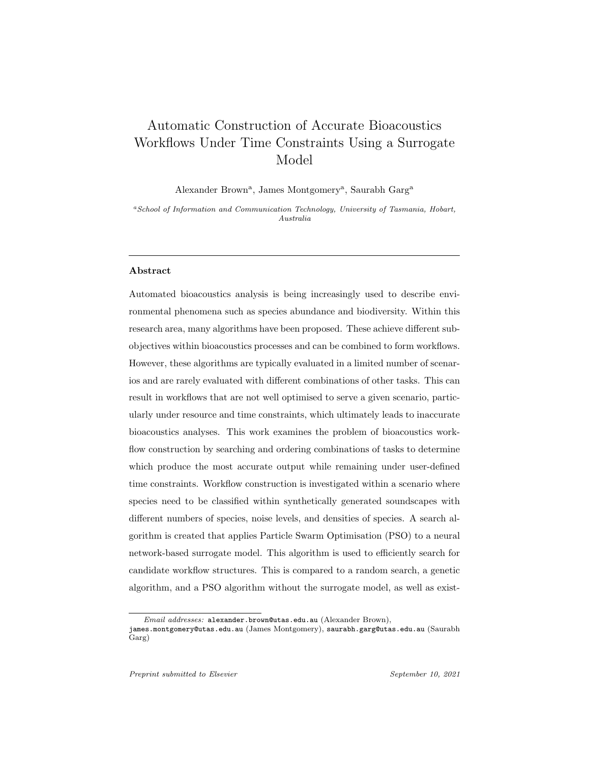# Automatic Construction of Accurate Bioacoustics Workflows Under Time Constraints Using a Surrogate Model

Alexander Brown[a], James Montgomery[a], Saurabh Garg[a]

[a]*School of Information and Communication Technology, University of Tasmania, Hobart, Australia*

---

## Abstract

Automated bioacoustics analysis is being increasingly used to describe environmental phenomena such as species abundance and biodiversity. Within this research area, many algorithms have been proposed. These achieve different subobjectives within bioacoustics processes and can be combined to form workflows. However, these algorithms are typically evaluated in a limited number of scenarios and are rarely evaluated with different combinations of other tasks. This can result in workflows that are not well optimised to serve a given scenario, particularly under resource and time constraints, which ultimately leads to inaccurate bioacoustics analyses. This work examines the problem of bioacoustics workflow construction by searching and ordering combinations of tasks to determine which produce the most accurate output while remaining under user-defined time constraints. Workflow construction is investigated within a scenario where species need to be classified within synthetically generated soundscapes with different numbers of species, noise levels, and densities of species. A search algorithm is created that applies Particle Swarm Optimisation (PSO) to a neural network-based surrogate model. This algorithm is used to efficiently search for candidate workflow structures. This is compared to a random search, a genetic algorithm, and a PSO algorithm without the surrogate model, as well as exist-

---

*Email addresses:* alexander.brown@utas.edu.au (Alexander Brown), james.montgomery@utas.edu.au (James Montgomery), saurabh.garg@utas.edu.au (Saurabh Garg)

*Preprint submitted to Elsevier* *September 10, 2021*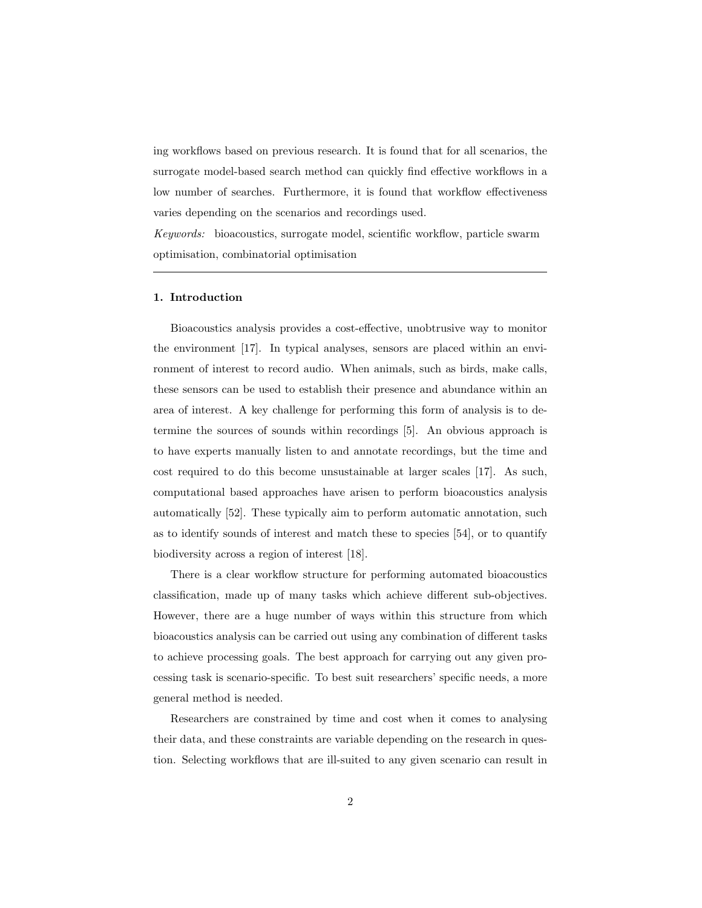ing workflows based on previous research. It is found that for all scenarios, the surrogate model-based search method can quickly find effective workflows in a low number of searches. Furthermore, it is found that workflow effectiveness varies depending on the scenarios and recordings used.

*Keywords:* bioacoustics, surrogate model, scientific workflow, particle swarm optimisation, combinatorial optimisation

---

## 1. Introduction

Bioacoustics analysis provides a cost-effective, unobtrusive way to monitor the environment [17]. In typical analyses, sensors are placed within an environment of interest to record audio. When animals, such as birds, make calls, these sensors can be used to establish their presence and abundance within an area of interest. A key challenge for performing this form of analysis is to determine the sources of sounds within recordings [5]. An obvious approach is to have experts manually listen to and annotate recordings, but the time and cost required to do this become unsustainable at larger scales [17]. As such, computational based approaches have arisen to perform bioacoustics analysis automatically [52]. These typically aim to perform automatic annotation, such as to identify sounds of interest and match these to species [54], or to quantify biodiversity across a region of interest [18].

There is a clear workflow structure for performing automated bioacoustics classification, made up of many tasks which achieve different sub-objectives. However, there are a huge number of ways within this structure from which bioacoustics analysis can be carried out using any combination of different tasks to achieve processing goals. The best approach for carrying out any given processing task is scenario-specific. To best suit researchers' specific needs, a more general method is needed.

Researchers are constrained by time and cost when it comes to analysing their data, and these constraints are variable depending on the research in question. Selecting workflows that are ill-suited to any given scenario can result in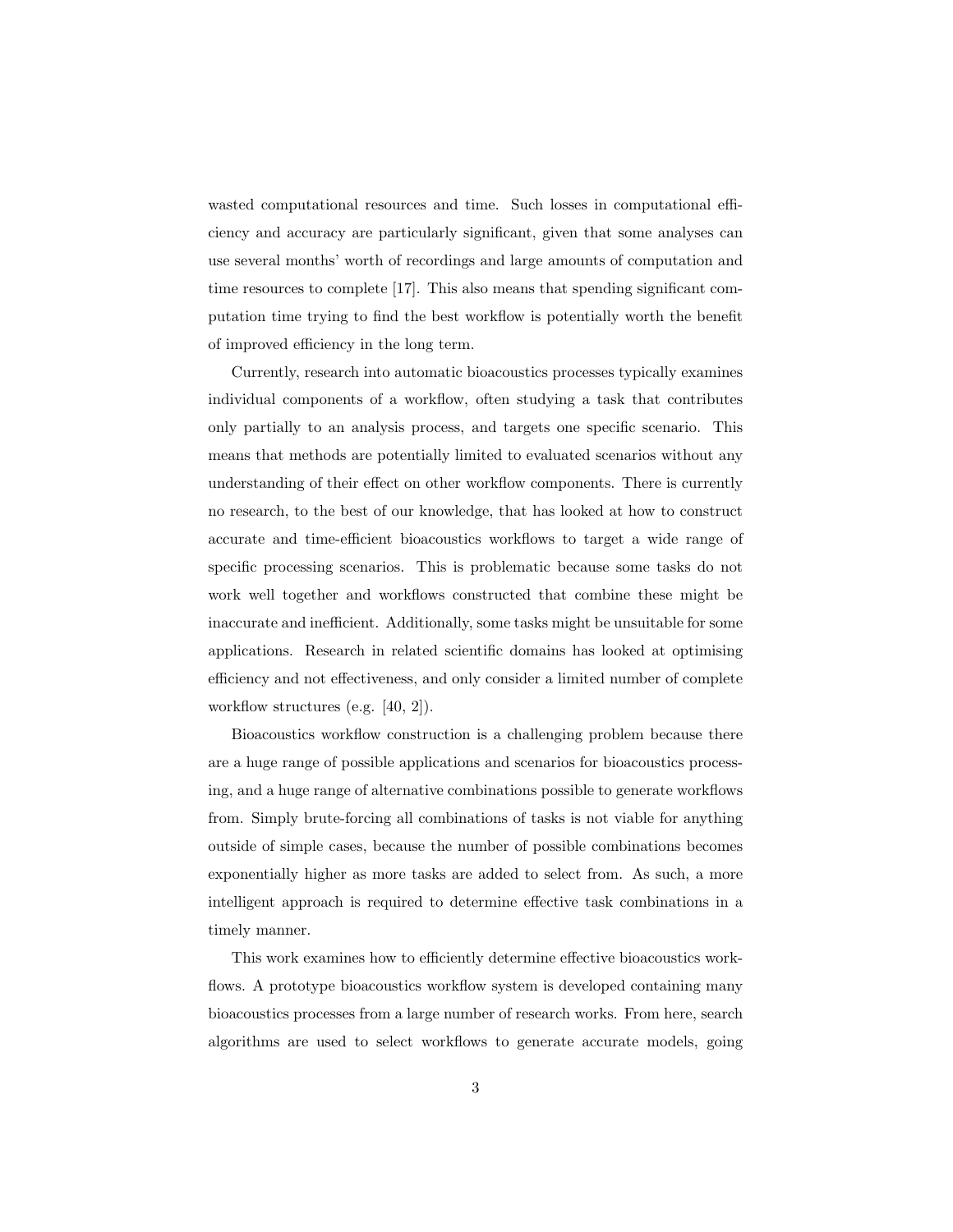wasted computational resources and time. Such losses in computational efficiency and accuracy are particularly significant, given that some analyses can use several months' worth of recordings and large amounts of computation and time resources to complete [17]. This also means that spending significant computation time trying to find the best workflow is potentially worth the benefit of improved efficiency in the long term.

Currently, research into automatic bioacoustics processes typically examines individual components of a workflow, often studying a task that contributes only partially to an analysis process, and targets one specific scenario. This means that methods are potentially limited to evaluated scenarios without any understanding of their effect on other workflow components. There is currently no research, to the best of our knowledge, that has looked at how to construct accurate and time-efficient bioacoustics workflows to target a wide range of specific processing scenarios. This is problematic because some tasks do not work well together and workflows constructed that combine these might be inaccurate and inefficient. Additionally, some tasks might be unsuitable for some applications. Research in related scientific domains has looked at optimising efficiency and not effectiveness, and only consider a limited number of complete workflow structures (e.g. [40, 2]).

Bioacoustics workflow construction is a challenging problem because there are a huge range of possible applications and scenarios for bioacoustics processing, and a huge range of alternative combinations possible to generate workflows from. Simply brute-forcing all combinations of tasks is not viable for anything outside of simple cases, because the number of possible combinations becomes exponentially higher as more tasks are added to select from. As such, a more intelligent approach is required to determine effective task combinations in a timely manner.

This work examines how to efficiently determine effective bioacoustics workflows. A prototype bioacoustics workflow system is developed containing many bioacoustics processes from a large number of research works. From here, search algorithms are used to select workflows to generate accurate models, going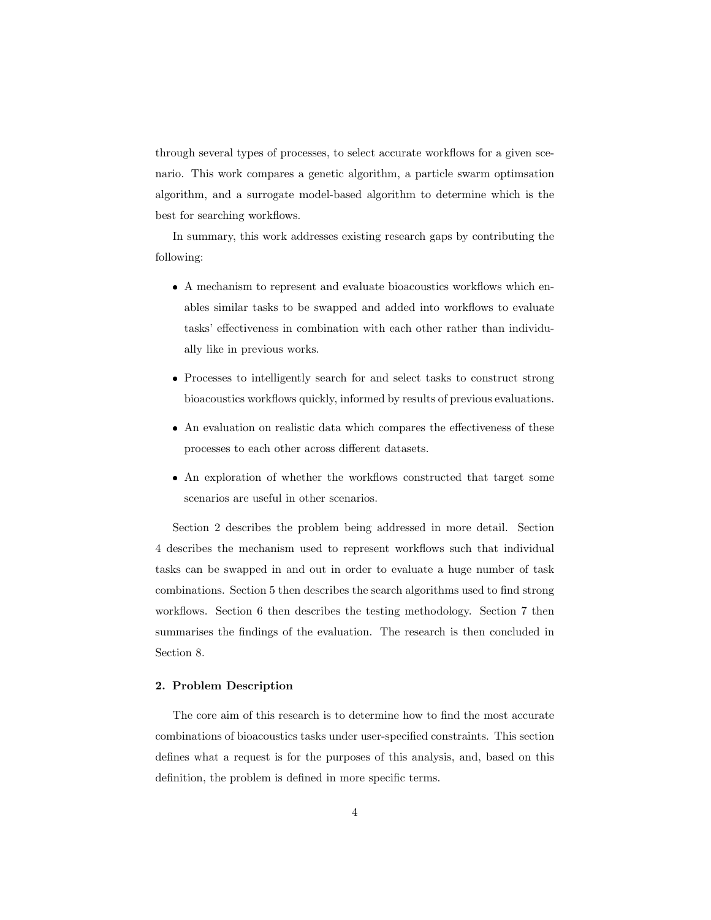through several types of processes, to select accurate workflows for a given scenario. This work compares a genetic algorithm, a particle swarm optimsation algorithm, and a surrogate model-based algorithm to determine which is the best for searching workflows.

In summary, this work addresses existing research gaps by contributing the following:

- A mechanism to represent and evaluate bioacoustics workflows which enables similar tasks to be swapped and added into workflows to evaluate tasks' effectiveness in combination with each other rather than individually like in previous works.
- Processes to intelligently search for and select tasks to construct strong bioacoustics workflows quickly, informed by results of previous evaluations.
- An evaluation on realistic data which compares the effectiveness of these processes to each other across different datasets.
- An exploration of whether the workflows constructed that target some scenarios are useful in other scenarios.

Section 2 describes the problem being addressed in more detail. Section 4 describes the mechanism used to represent workflows such that individual tasks can be swapped in and out in order to evaluate a huge number of task combinations. Section 5 then describes the search algorithms used to find strong workflows. Section 6 then describes the testing methodology. Section 7 then summarises the findings of the evaluation. The research is then concluded in Section 8.

## 2. Problem Description

The core aim of this research is to determine how to find the most accurate combinations of bioacoustics tasks under user-specified constraints. This section defines what a request is for the purposes of this analysis, and, based on this definition, the problem is defined in more specific terms.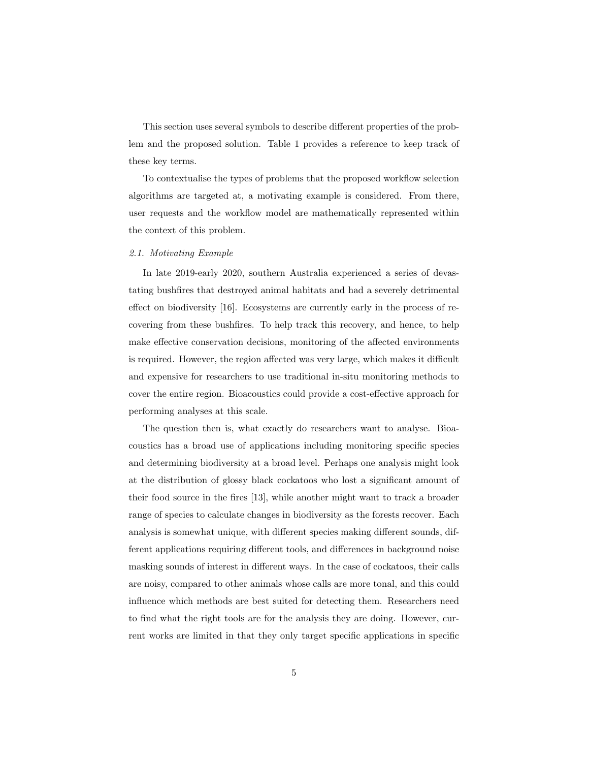This section uses several symbols to describe different properties of the problem and the proposed solution. Table 1 provides a reference to keep track of these key terms.

To contextualise the types of problems that the proposed workflow selection algorithms are targeted at, a motivating example is considered. From there, user requests and the workflow model are mathematically represented within the context of this problem.

### *2.1. Motivating Example*

In late 2019-early 2020, southern Australia experienced a series of devastating bushfires that destroyed animal habitats and had a severely detrimental effect on biodiversity [16]. Ecosystems are currently early in the process of recovering from these bushfires. To help track this recovery, and hence, to help make effective conservation decisions, monitoring of the affected environments is required. However, the region affected was very large, which makes it difficult and expensive for researchers to use traditional in-situ monitoring methods to cover the entire region. Bioacoustics could provide a cost-effective approach for performing analyses at this scale.

The question then is, what exactly do researchers want to analyse. Bioacoustics has a broad use of applications including monitoring specific species and determining biodiversity at a broad level. Perhaps one analysis might look at the distribution of glossy black cockatoos who lost a significant amount of their food source in the fires [13], while another might want to track a broader range of species to calculate changes in biodiversity as the forests recover. Each analysis is somewhat unique, with different species making different sounds, different applications requiring different tools, and differences in background noise masking sounds of interest in different ways. In the case of cockatoos, their calls are noisy, compared to other animals whose calls are more tonal, and this could influence which methods are best suited for detecting them. Researchers need to find what the right tools are for the analysis they are doing. However, current works are limited in that they only target specific applications in specific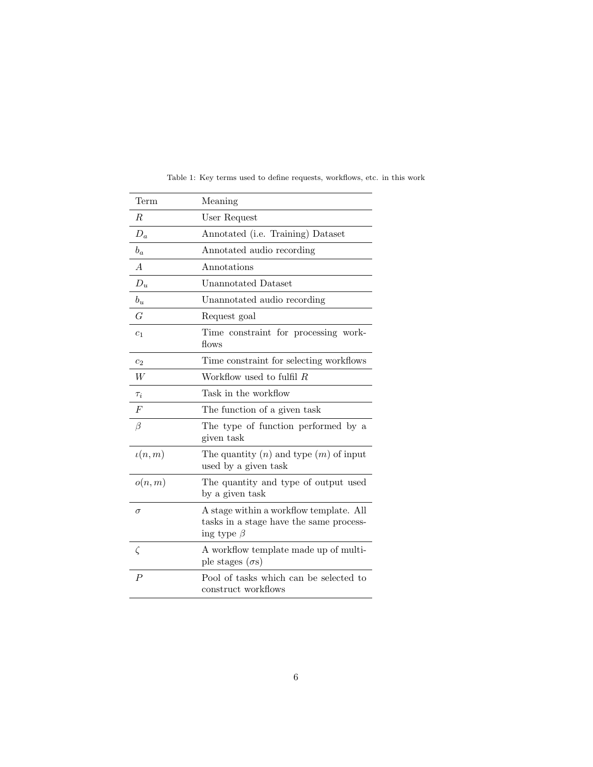Table 1: Key terms used to define requests, workflows, etc. in this work

| Term | Meaning |
|---|---|
| $R$ | User Request |
| $D_a$ | Annotated (i.e. Training) Dataset |
| $b_a$ | Annotated audio recording |
| $A$ | Annotations |
| $D_u$ | Unannotated Dataset |
| $b_u$ | Unannotated audio recording |
| $G$ | Request goal |
| $c_1$ | Time constraint for processing workflows |
| $c_2$ | Time constraint for selecting workflows |
| $W$ | Workflow used to fulfil $R$ |
| $\tau_i$ | Task in the workflow |
| $F$ | The function of a given task |
| $\beta$ | The type of function performed by a given task |
| $\iota(n, m)$ | The quantity ($n$) and type ($m$) of input used by a given task |
| $o(n, m)$ | The quantity and type of output used by a given task |
| $\sigma$ | A stage within a workflow template. All tasks in a stage have the same processing type $\beta$ |
| $\zeta$ | A workflow template made up of multiple stages ($\sigma$s) |
| $P$ | Pool of tasks which can be selected to construct workflows |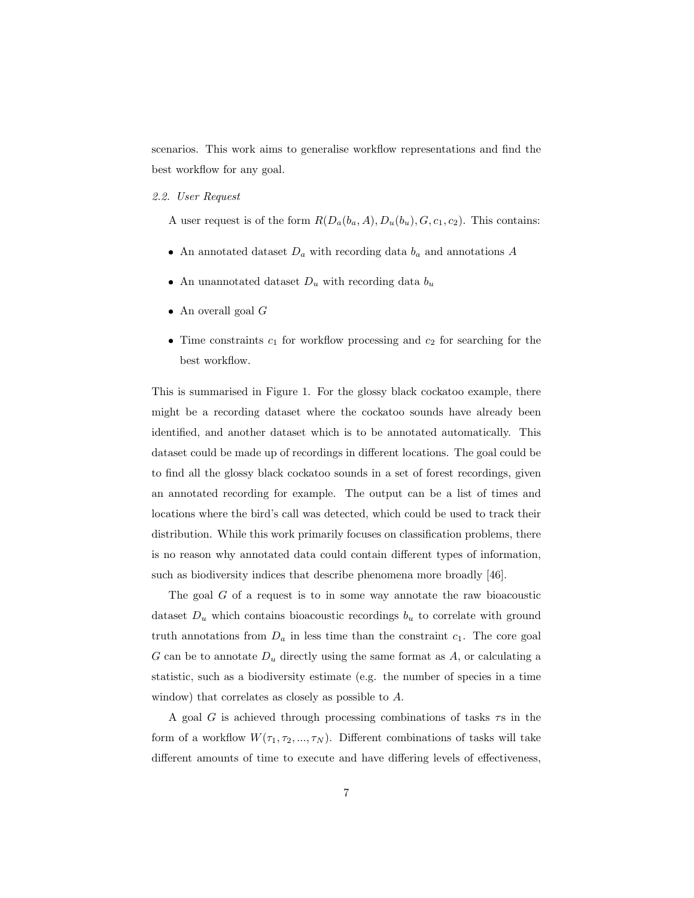scenarios. This work aims to generalise workflow representations and find the best workflow for any goal.

### *2.2. User Request*

A user request is of the form $R(D_a(b_a, A), D_u(b_u), G, c_1, c_2)$. This contains:

- An annotated dataset $D_a$ with recording data $b_a$ and annotations $A$
- An unannotated dataset $D_u$ with recording data $b_u$
- An overall goal $G$
- Time constraints $c_1$ for workflow processing and $c_2$ for searching for the best workflow.

This is summarised in Figure 1. For the glossy black cockatoo example, there might be a recording dataset where the cockatoo sounds have already been identified, and another dataset which is to be annotated automatically. This dataset could be made up of recordings in different locations. The goal could be to find all the glossy black cockatoo sounds in a set of forest recordings, given an annotated recording for example. The output can be a list of times and locations where the bird's call was detected, which could be used to track their distribution. While this work primarily focuses on classification problems, there is no reason why annotated data could contain different types of information, such as biodiversity indices that describe phenomena more broadly [46].

The goal $G$ of a request is to in some way annotate the raw bioacoustic dataset $D_u$ which contains bioacoustic recordings $b_u$ to correlate with ground truth annotations from $D_a$ in less time than the constraint $c_1$. The core goal $G$ can be to annotate $D_u$ directly using the same format as $A$, or calculating a statistic, such as a biodiversity estimate (e.g. the number of species in a time window) that correlates as closely as possible to $A$.

A goal $G$ is achieved through processing combinations of tasks $\tau$s in the form of a workflow $W(\tau_1, \tau_2, ..., \tau_N)$. Different combinations of tasks will take different amounts of time to execute and have differing levels of effectiveness,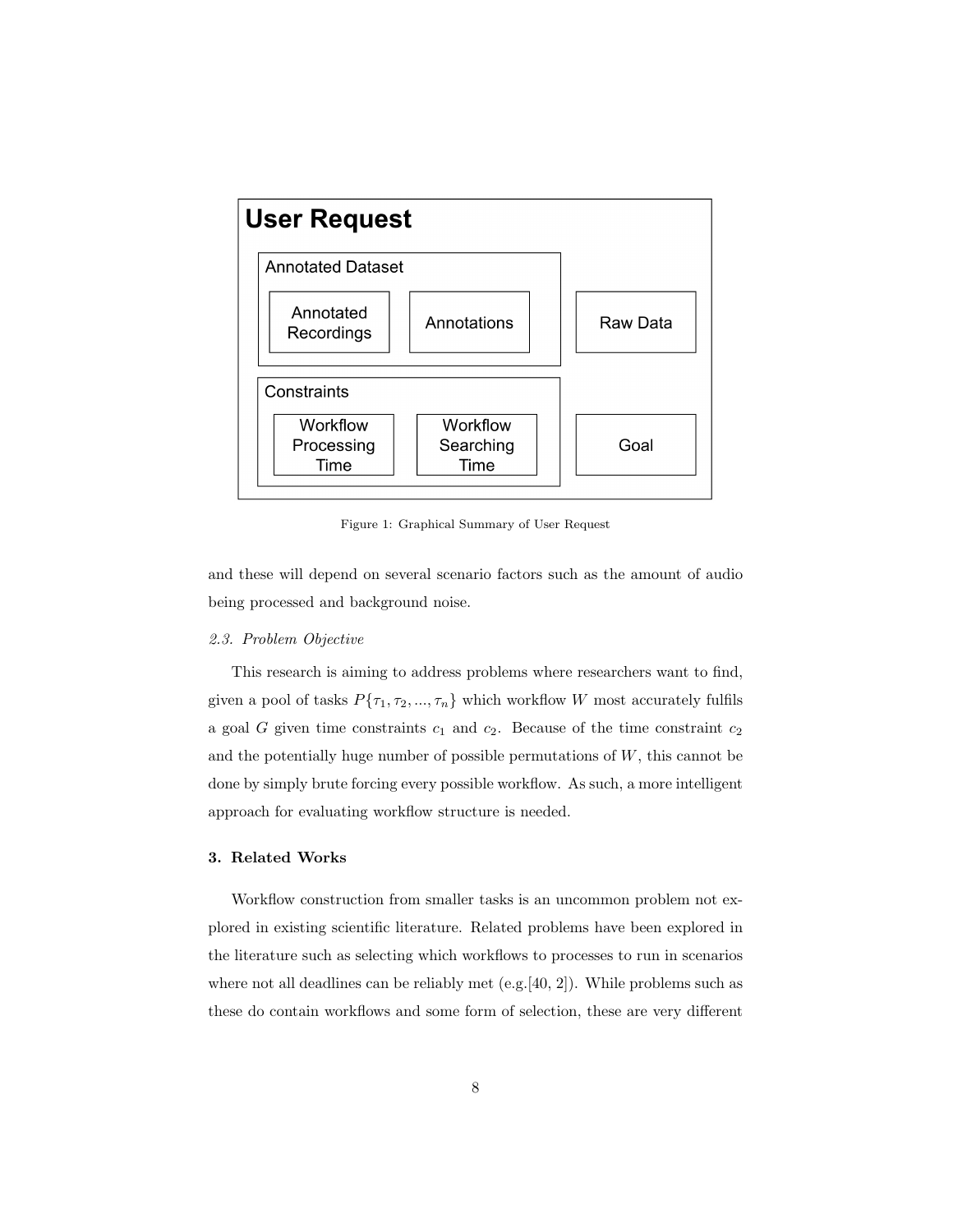User Request

Annotated Dataset

Annotated Recordings

Annotations

Raw Data

Constraints

Workflow Processing Time

Workflow Searching Time

Goal

Figure 1: Graphical Summary of User Request

and these will depend on several scenario factors such as the amount of audio being processed and background noise.

### *2.3. Problem Objective*

This research is aiming to address problems where researchers want to find, given a pool of tasks $P\{\tau_1, \tau_2, ..., \tau_n\}$ which workflow $W$ most accurately fulfils a goal $G$ given time constraints $c_1$ and $c_2$. Because of the time constraint $c_2$ and the potentially huge number of possible permutations of $W$, this cannot be done by simply brute forcing every possible workflow. As such, a more intelligent approach for evaluating workflow structure is needed.

## **3. Related Works**

Workflow construction from smaller tasks is an uncommon problem not explored in existing scientific literature. Related problems have been explored in the literature such as selecting which workflows to processes to run in scenarios where not all deadlines can be reliably met (e.g.[40, 2]). While problems such as these do contain workflows and some form of selection, these are very different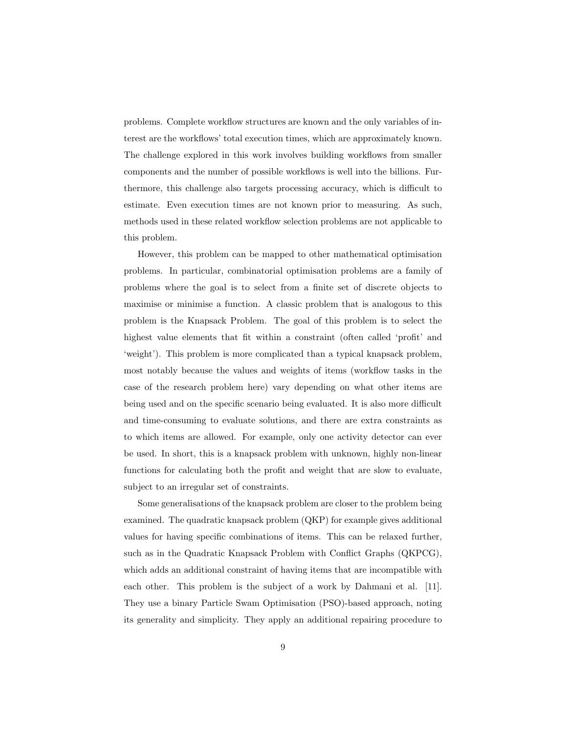problems. Complete workflow structures are known and the only variables of interest are the workflows' total execution times, which are approximately known. The challenge explored in this work involves building workflows from smaller components and the number of possible workflows is well into the billions. Furthermore, this challenge also targets processing accuracy, which is difficult to estimate. Even execution times are not known prior to measuring. As such, methods used in these related workflow selection problems are not applicable to this problem.

However, this problem can be mapped to other mathematical optimisation problems. In particular, combinatorial optimisation problems are a family of problems where the goal is to select from a finite set of discrete objects to maximise or minimise a function. A classic problem that is analogous to this problem is the Knapsack Problem. The goal of this problem is to select the highest value elements that fit within a constraint (often called 'profit' and 'weight'). This problem is more complicated than a typical knapsack problem, most notably because the values and weights of items (workflow tasks in the case of the research problem here) vary depending on what other items are being used and on the specific scenario being evaluated. It is also more difficult and time-consuming to evaluate solutions, and there are extra constraints as to which items are allowed. For example, only one activity detector can ever be used. In short, this is a knapsack problem with unknown, highly non-linear functions for calculating both the profit and weight that are slow to evaluate, subject to an irregular set of constraints.

Some generalisations of the knapsack problem are closer to the problem being examined. The quadratic knapsack problem (QKP) for example gives additional values for having specific combinations of items. This can be relaxed further, such as in the Quadratic Knapsack Problem with Conflict Graphs (QKPCG), which adds an additional constraint of having items that are incompatible with each other. This problem is the subject of a work by Dahmani et al. [11]. They use a binary Particle Swam Optimisation (PSO)-based approach, noting its generality and simplicity. They apply an additional repairing procedure to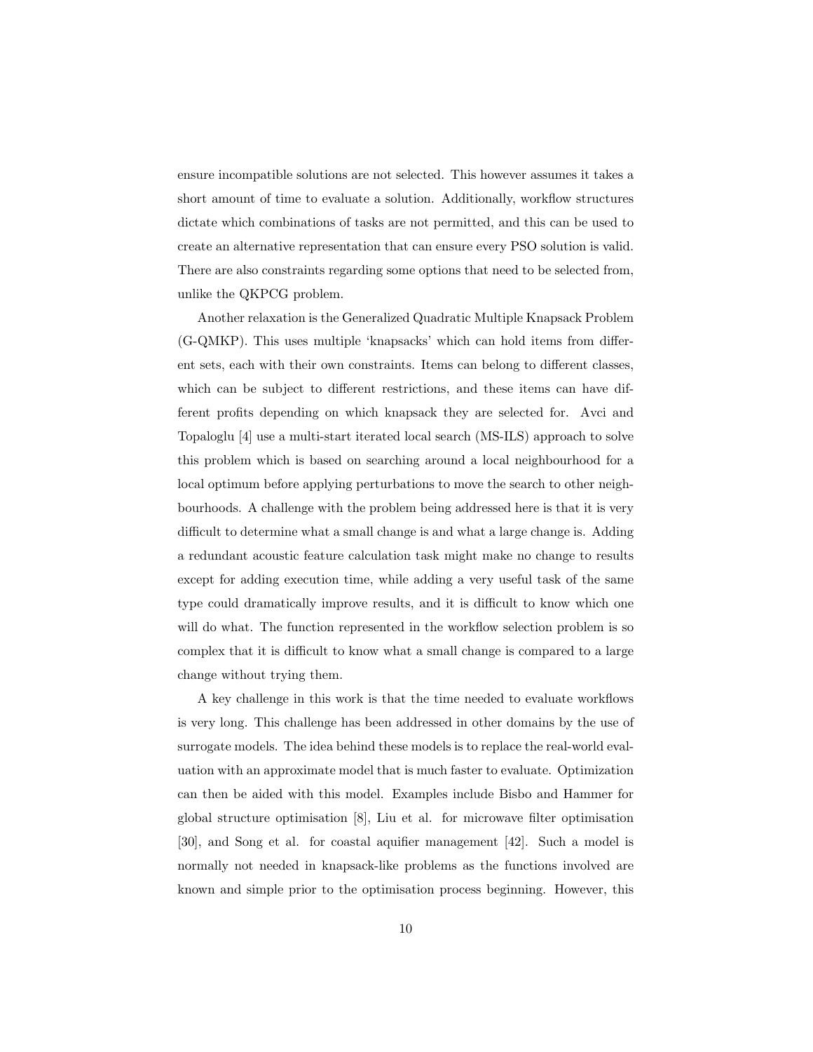ensure incompatible solutions are not selected. This however assumes it takes a short amount of time to evaluate a solution. Additionally, workflow structures dictate which combinations of tasks are not permitted, and this can be used to create an alternative representation that can ensure every PSO solution is valid. There are also constraints regarding some options that need to be selected from, unlike the QKPCG problem.

Another relaxation is the Generalized Quadratic Multiple Knapsack Problem (G-QMKP). This uses multiple 'knapsacks' which can hold items from different sets, each with their own constraints. Items can belong to different classes, which can be subject to different restrictions, and these items can have different profits depending on which knapsack they are selected for. Avci and Topaloglu [4] use a multi-start iterated local search (MS-ILS) approach to solve this problem which is based on searching around a local neighbourhood for a local optimum before applying perturbations to move the search to other neighbourhoods. A challenge with the problem being addressed here is that it is very difficult to determine what a small change is and what a large change is. Adding a redundant acoustic feature calculation task might make no change to results except for adding execution time, while adding a very useful task of the same type could dramatically improve results, and it is difficult to know which one will do what. The function represented in the workflow selection problem is so complex that it is difficult to know what a small change is compared to a large change without trying them.

A key challenge in this work is that the time needed to evaluate workflows is very long. This challenge has been addressed in other domains by the use of surrogate models. The idea behind these models is to replace the real-world evaluation with an approximate model that is much faster to evaluate. Optimization can then be aided with this model. Examples include Bisbo and Hammer for global structure optimisation [8], Liu et al. for microwave filter optimisation [30], and Song et al. for coastal aquifier management [42]. Such a model is normally not needed in knapsack-like problems as the functions involved are known and simple prior to the optimisation process beginning. However, this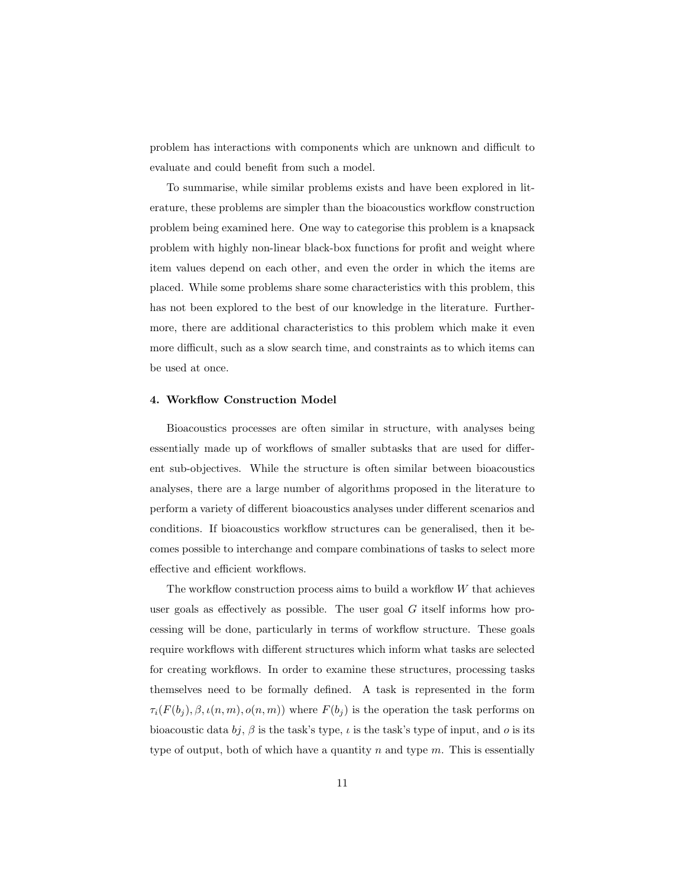problem has interactions with components which are unknown and difficult to evaluate and could benefit from such a model.

To summarise, while similar problems exists and have been explored in literature, these problems are simpler than the bioacoustics workflow construction problem being examined here. One way to categorise this problem is a knapsack problem with highly non-linear black-box functions for profit and weight where item values depend on each other, and even the order in which the items are placed. While some problems share some characteristics with this problem, this has not been explored to the best of our knowledge in the literature. Furthermore, there are additional characteristics to this problem which make it even more difficult, such as a slow search time, and constraints as to which items can be used at once.

#### 4. Workflow Construction Model

Bioacoustics processes are often similar in structure, with analyses being essentially made up of workflows of smaller subtasks that are used for different sub-objectives. While the structure is often similar between bioacoustics analyses, there are a large number of algorithms proposed in the literature to perform a variety of different bioacoustics analyses under different scenarios and conditions. If bioacoustics workflow structures can be generalised, then it becomes possible to interchange and compare combinations of tasks to select more effective and efficient workflows.

The workflow construction process aims to build a workflow $W$ that achieves user goals as effectively as possible. The user goal $G$ itself informs how processing will be done, particularly in terms of workflow structure. These goals require workflows with different structures which inform what tasks are selected for creating workflows. In order to examine these structures, processing tasks themselves need to be formally defined. A task is represented in the form $\tau_i(F(b_j), \beta, \iota(n,m), o(n,m))$ where $F(b_j)$ is the operation the task performs on bioacoustic data $bj$, $\beta$ is the task's type, $\iota$ is the task's type of input, and $o$ is its type of output, both of which have a quantity $n$ and type $m$. This is essentially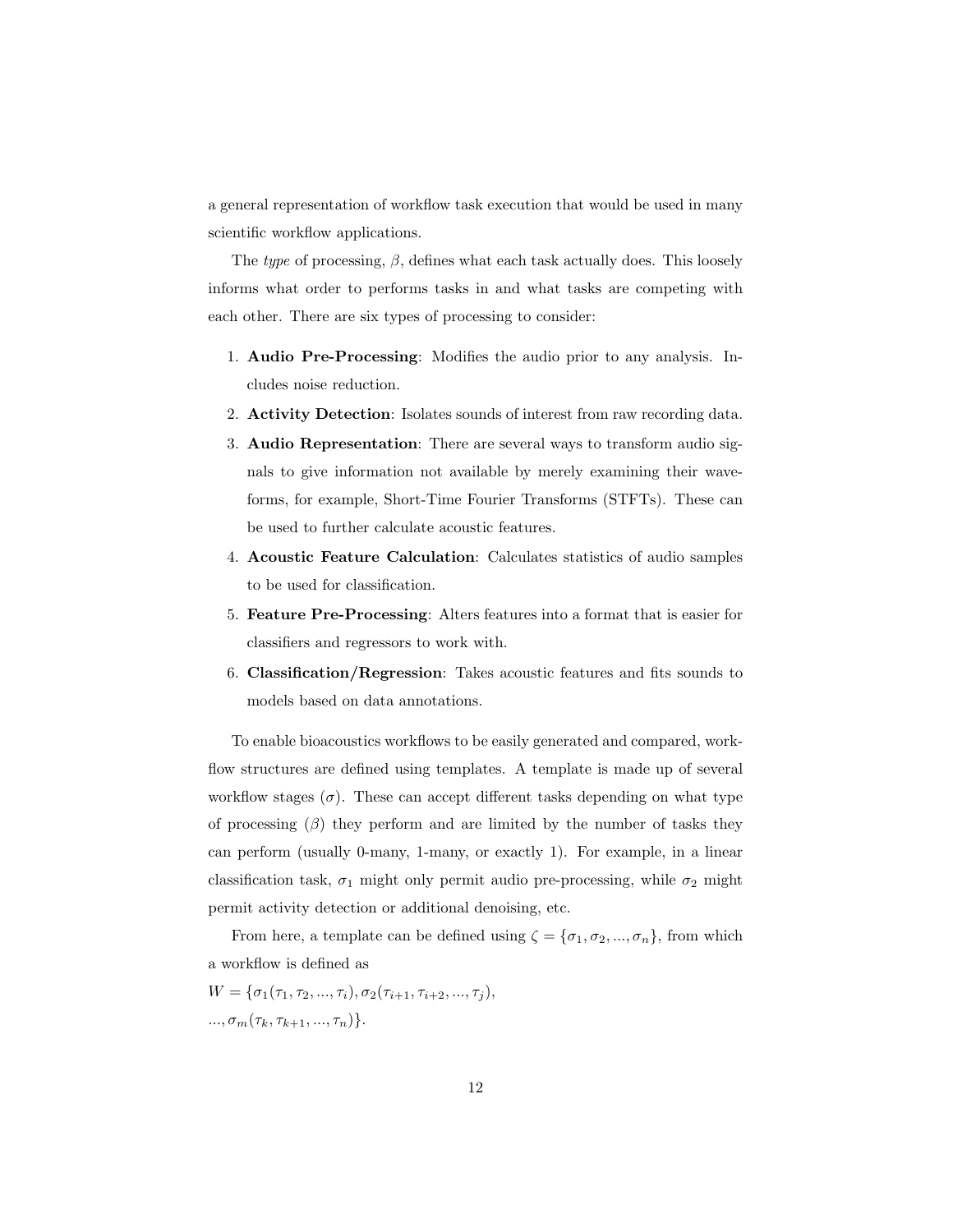a general representation of workflow task execution that would be used in many scientific workflow applications.

The *type* of processing, $\beta$, defines what each task actually does. This loosely informs what order to performs tasks in and what tasks are competing with each other. There are six types of processing to consider:

1. **Audio Pre-Processing**: Modifies the audio prior to any analysis. Includes noise reduction.
2. **Activity Detection**: Isolates sounds of interest from raw recording data.
3. **Audio Representation**: There are several ways to transform audio signals to give information not available by merely examining their waveforms, for example, Short-Time Fourier Transforms (STFTs). These can be used to further calculate acoustic features.
4. **Acoustic Feature Calculation**: Calculates statistics of audio samples to be used for classification.
5. **Feature Pre-Processing**: Alters features into a format that is easier for classifiers and regressors to work with.
6. **Classification/Regression**: Takes acoustic features and fits sounds to models based on data annotations.

To enable bioacoustics workflows to be easily generated and compared, workflow structures are defined using templates. A template is made up of several workflow stages ($\sigma$). These can accept different tasks depending on what type of processing ($\beta$) they perform and are limited by the number of tasks they can perform (usually 0-many, 1-many, or exactly 1). For example, in a linear classification task, $\sigma_1$ might only permit audio pre-processing, while $\sigma_2$ might permit activity detection or additional denoising, etc.

From here, a template can be defined using $\zeta = \{\sigma_1, \sigma_2, ..., \sigma_n\}$, from which a workflow is defined as

$W = \{\sigma_1(\tau_1, \tau_2, ..., \tau_i), \sigma_2(\tau_{i+1}, \tau_{i+2}, ..., \tau_j),$
$..., \sigma_m(\tau_k, \tau_{k+1}, ..., \tau_n)\}.$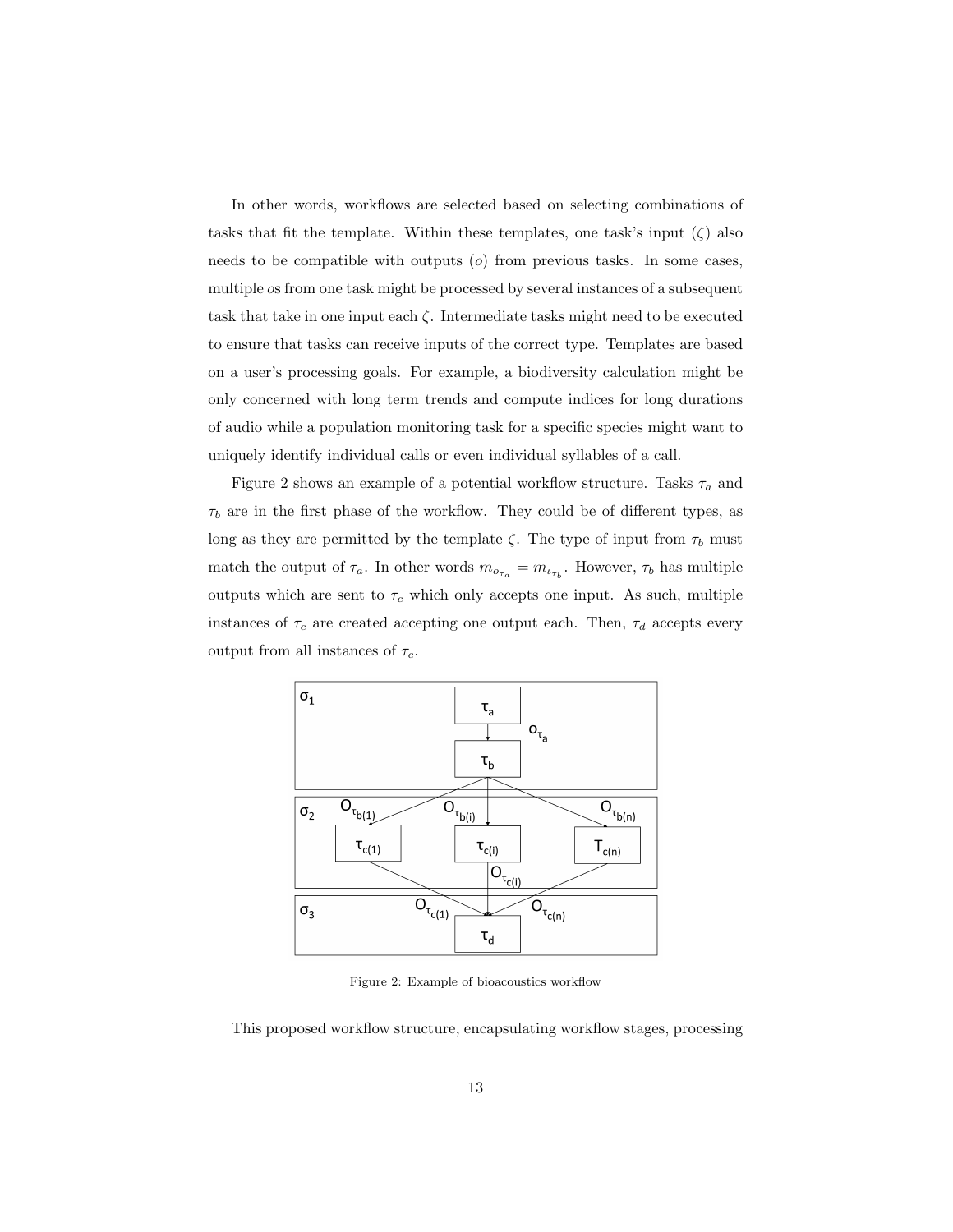In other words, workflows are selected based on selecting combinations of tasks that fit the template. Within these templates, one task's input ($\zeta$) also needs to be compatible with outputs ($o$) from previous tasks. In some cases, multiple $o$s from one task might be processed by several instances of a subsequent task that take in one input each $\zeta$. Intermediate tasks might need to be executed to ensure that tasks can receive inputs of the correct type. Templates are based on a user's processing goals. For example, a biodiversity calculation might be only concerned with long term trends and compute indices for long durations of audio while a population monitoring task for a specific species might want to uniquely identify individual calls or even individual syllables of a call.

Figure 2 shows an example of a potential workflow structure. Tasks $\tau_a$ and $\tau_b$ are in the first phase of the workflow. They could be of different types, as long as they are permitted by the template $\zeta$. The type of input from $\tau_b$ must match the output of $\tau_a$. In other words $m_{o_{\tau_a}} = m_{\iota_{\tau_b}}$. However, $\tau_b$ has multiple outputs which are sent to $\tau_c$ which only accepts one input. As such, multiple instances of $\tau_c$ are created accepting one output each. Then, $\tau_d$ accepts every output from all instances of $\tau_c$.

Figure 2: Example of bioacoustics workflow

This proposed workflow structure, encapsulating workflow stages, processing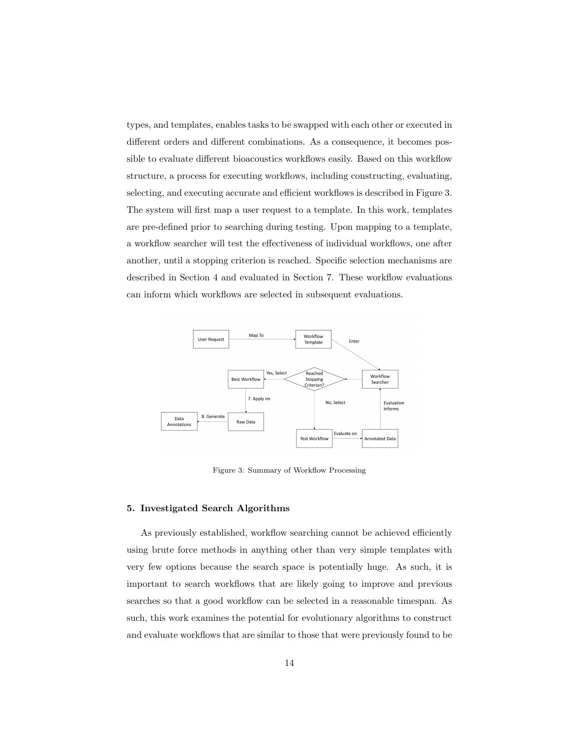types, and templates, enables tasks to be swapped with each other or executed in different orders and different combinations. As a consequence, it becomes possible to evaluate different bioacoustics workflows easily. Based on this workflow structure, a process for executing workflows, including constructing, evaluating, selecting, and executing accurate and efficient workflows is described in Figure 3. The system will first map a user request to a template. In this work, templates are pre-defined prior to searching during testing. Upon mapping to a template, a workflow searcher will test the effectiveness of individual workflows, one after another, until a stopping criterion is reached. Specific selection mechanisms are described in Section 4 and evaluated in Section 7. These workflow evaluations can inform which workflows are selected in subsequent evaluations.

Figure 3: Summary of Workflow Processing

## 5. Investigated Search Algorithms

As previously established, workflow searching cannot be achieved efficiently using brute force methods in anything other than very simple templates with very few options because the search space is potentially huge. As such, it is important to search workflows that are likely going to improve and previous searches so that a good workflow can be selected in a reasonable timespan. As such, this work examines the potential for evolutionary algorithms to construct and evaluate workflows that are similar to those that were previously found to be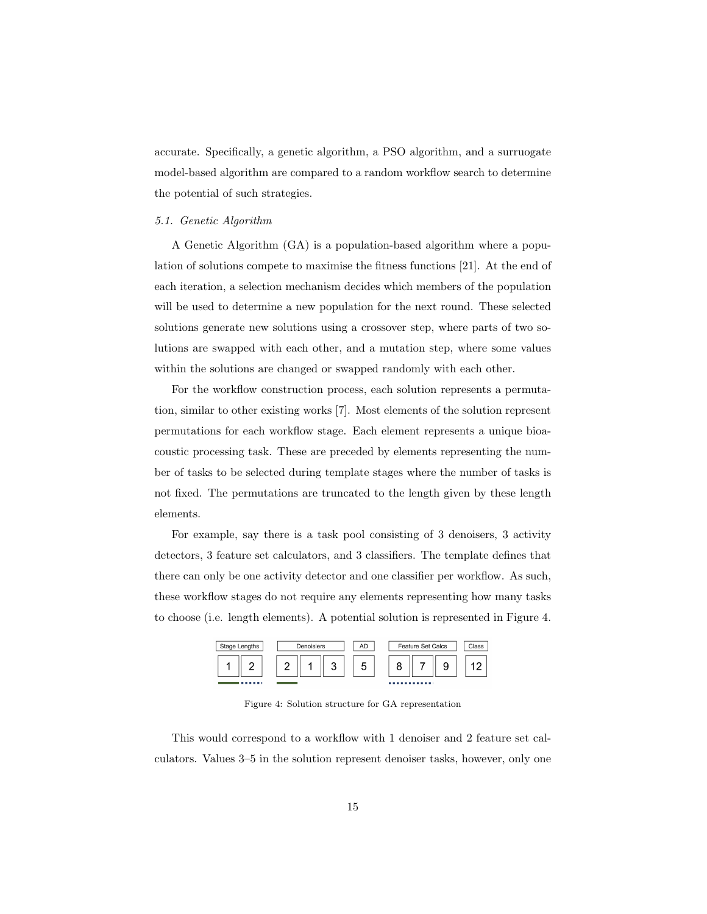accurate. Specifically, a genetic algorithm, a PSO algorithm, and a surruogate model-based algorithm are compared to a random workflow search to determine the potential of such strategies.

### 5.1. Genetic Algorithm

A Genetic Algorithm (GA) is a population-based algorithm where a population of solutions compete to maximise the fitness functions [21]. At the end of each iteration, a selection mechanism decides which members of the population will be used to determine a new population for the next round. These selected solutions generate new solutions using a crossover step, where parts of two solutions are swapped with each other, and a mutation step, where some values within the solutions are changed or swapped randomly with each other.

For the workflow construction process, each solution represents a permutation, similar to other existing works [7]. Most elements of the solution represent permutations for each workflow stage. Each element represents a unique bioacoustic processing task. These are preceded by elements representing the number of tasks to be selected during template stages where the number of tasks is not fixed. The permutations are truncated to the length given by these length elements.

For example, say there is a task pool consisting of 3 denoisers, 3 activity detectors, 3 feature set calculators, and 3 classifiers. The template defines that there can only be one activity detector and one classifier per workflow. As such, these workflow stages do not require any elements representing how many tasks to choose (i.e. length elements). A potential solution is represented in Figure 4.

| Stage Lengths | | Denoisiers | | | AD | Feature Set Calcs | | | Class |
|---|---|---|---|---|---|---|---|---|---|
| 1 | 2 | 2 | 1 | 3 | 5 | 8 | 7 | 9 | 12 |

Figure 4: Solution structure for GA representation

This would correspond to a workflow with 1 denoiser and 2 feature set calculators. Values 3–5 in the solution represent denoiser tasks, however, only one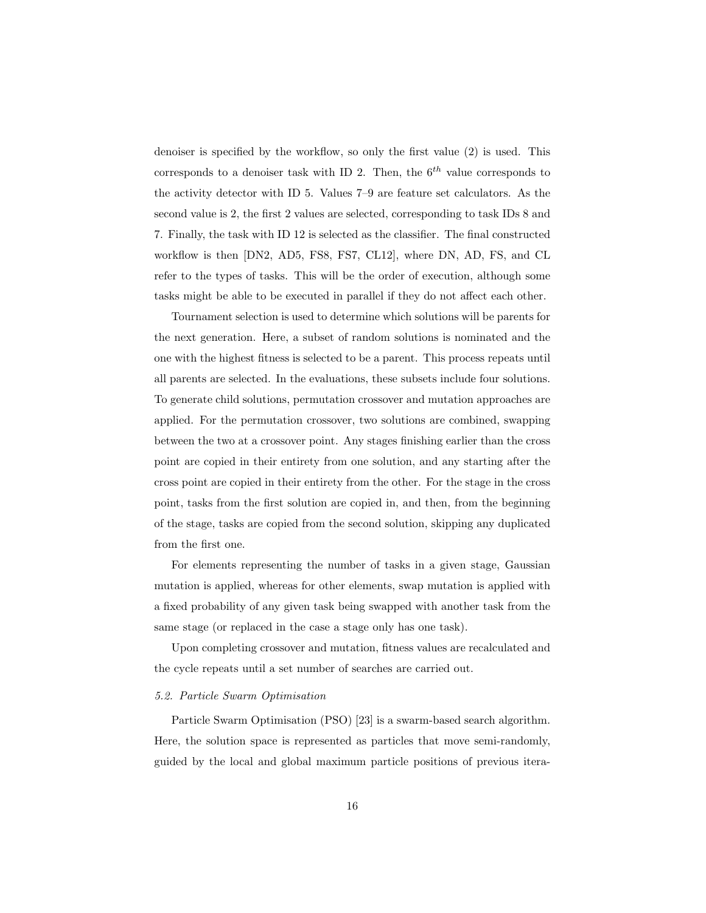denoiser is specified by the workflow, so only the first value (2) is used. This corresponds to a denoiser task with ID 2. Then, the $6^{th}$ value corresponds to the activity detector with ID 5. Values 7–9 are feature set calculators. As the second value is 2, the first 2 values are selected, corresponding to task IDs 8 and 7. Finally, the task with ID 12 is selected as the classifier. The final constructed workflow is then [DN2, AD5, FS8, FS7, CL12], where DN, AD, FS, and CL refer to the types of tasks. This will be the order of execution, although some tasks might be able to be executed in parallel if they do not affect each other.

Tournament selection is used to determine which solutions will be parents for the next generation. Here, a subset of random solutions is nominated and the one with the highest fitness is selected to be a parent. This process repeats until all parents are selected. In the evaluations, these subsets include four solutions. To generate child solutions, permutation crossover and mutation approaches are applied. For the permutation crossover, two solutions are combined, swapping between the two at a crossover point. Any stages finishing earlier than the cross point are copied in their entirety from one solution, and any starting after the cross point are copied in their entirety from the other. For the stage in the cross point, tasks from the first solution are copied in, and then, from the beginning of the stage, tasks are copied from the second solution, skipping any duplicated from the first one.

For elements representing the number of tasks in a given stage, Gaussian mutation is applied, whereas for other elements, swap mutation is applied with a fixed probability of any given task being swapped with another task from the same stage (or replaced in the case a stage only has one task).

Upon completing crossover and mutation, fitness values are recalculated and the cycle repeats until a set number of searches are carried out.

### 5.2. Particle Swarm Optimisation

Particle Swarm Optimisation (PSO) [23] is a swarm-based search algorithm. Here, the solution space is represented as particles that move semi-randomly, guided by the local and global maximum particle positions of previous itera-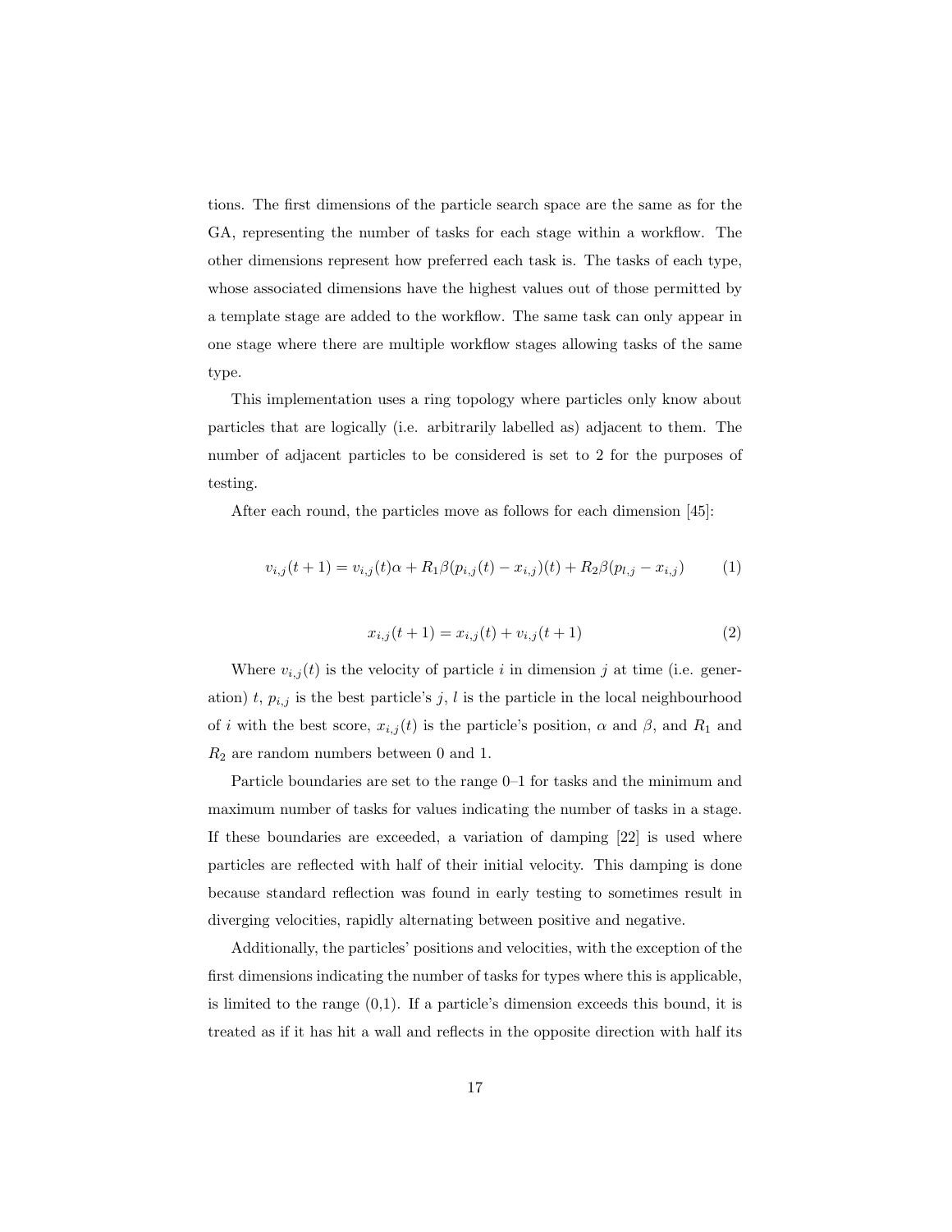tions. The first dimensions of the particle search space are the same as for the GA, representing the number of tasks for each stage within a workflow. The other dimensions represent how preferred each task is. The tasks of each type, whose associated dimensions have the highest values out of those permitted by a template stage are added to the workflow. The same task can only appear in one stage where there are multiple workflow stages allowing tasks of the same type.

This implementation uses a ring topology where particles only know about particles that are logically (i.e. arbitrarily labelled as) adjacent to them. The number of adjacent particles to be considered is set to 2 for the purposes of testing.

After each round, the particles move as follows for each dimension [45]:

$$v_{i,j}(t+1) = v_{i,j}(t)\alpha + R_1\beta(p_{i,j}(t) - x_{i,j})(t) + R_2\beta(p_{l,j} - x_{i,j}) \tag{1}$$

$$x_{i,j}(t+1) = x_{i,j}(t) + v_{i,j}(t+1) \tag{2}$$

Where $v_{i,j}(t)$ is the velocity of particle $i$ in dimension $j$ at time (i.e. generation) $t$, $p_{i,j}$ is the best particle's $j$, $l$ is the particle in the local neighbourhood of $i$ with the best score, $x_{i,j}(t)$ is the particle's position, $\alpha$ and $\beta$, and $R_1$ and $R_2$ are random numbers between 0 and 1.

Particle boundaries are set to the range 0–1 for tasks and the minimum and maximum number of tasks for values indicating the number of tasks in a stage. If these boundaries are exceeded, a variation of damping [22] is used where particles are reflected with half of their initial velocity. This damping is done because standard reflection was found in early testing to sometimes result in diverging velocities, rapidly alternating between positive and negative.

Additionally, the particles' positions and velocities, with the exception of the first dimensions indicating the number of tasks for types where this is applicable, is limited to the range (0,1). If a particle's dimension exceeds this bound, it is treated as if it has hit a wall and reflects in the opposite direction with half its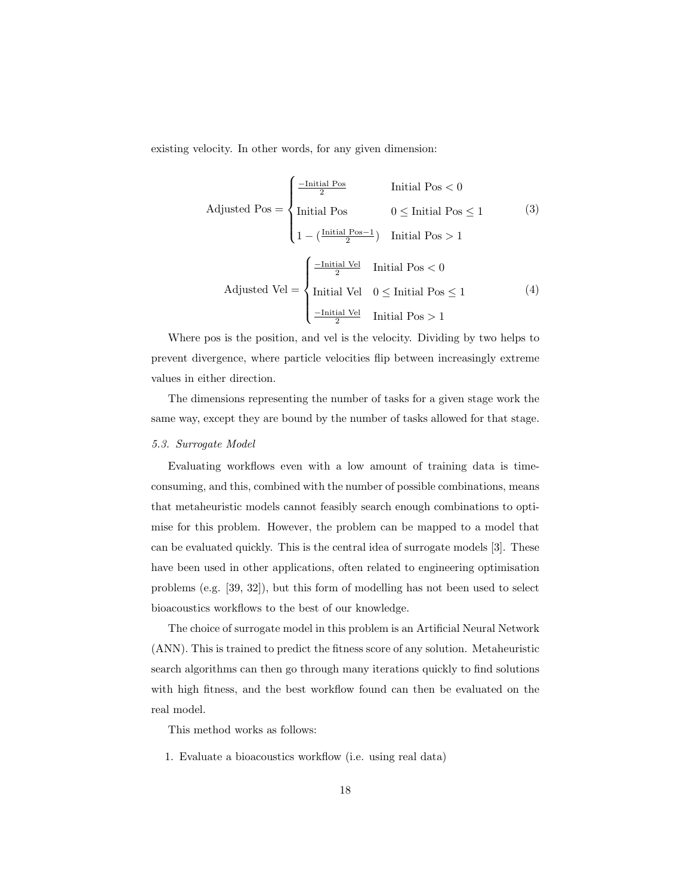existing velocity. In other words, for any given dimension:

$$\text{Adjusted Pos} = \begin{cases} \frac{-\text{Initial Pos}}{2} & \text{Initial Pos} < 0 \\ \text{Initial Pos} & 0 \leq \text{Initial Pos} \leq 1 \\ 1 - (\frac{\text{Initial Pos}-1}{2}) & \text{Initial Pos} > 1 \end{cases} \tag{3}$$

$$\text{Adjusted Vel} = \begin{cases} \frac{-\text{Initial Vel}}{2} & \text{Initial Pos} < 0 \\ \text{Initial Vel} & 0 \leq \text{Initial Pos} \leq 1 \\ \frac{-\text{Initial Vel}}{2} & \text{Initial Pos} > 1 \end{cases} \tag{4}$$

Where pos is the position, and vel is the velocity. Dividing by two helps to prevent divergence, where particle velocities flip between increasingly extreme values in either direction.

The dimensions representing the number of tasks for a given stage work the same way, except they are bound by the number of tasks allowed for that stage.

### *5.3. Surrogate Model*

Evaluating workflows even with a low amount of training data is time-consuming, and this, combined with the number of possible combinations, means that metaheuristic models cannot feasibly search enough combinations to optimise for this problem. However, the problem can be mapped to a model that can be evaluated quickly. This is the central idea of surrogate models [3]. These have been used in other applications, often related to engineering optimisation problems (e.g. [39, 32]), but this form of modelling has not been used to select bioacoustics workflows to the best of our knowledge.

The choice of surrogate model in this problem is an Artificial Neural Network (ANN). This is trained to predict the fitness score of any solution. Metaheuristic search algorithms can then go through many iterations quickly to find solutions with high fitness, and the best workflow found can then be evaluated on the real model.

This method works as follows:

1. Evaluate a bioacoustics workflow (i.e. using real data)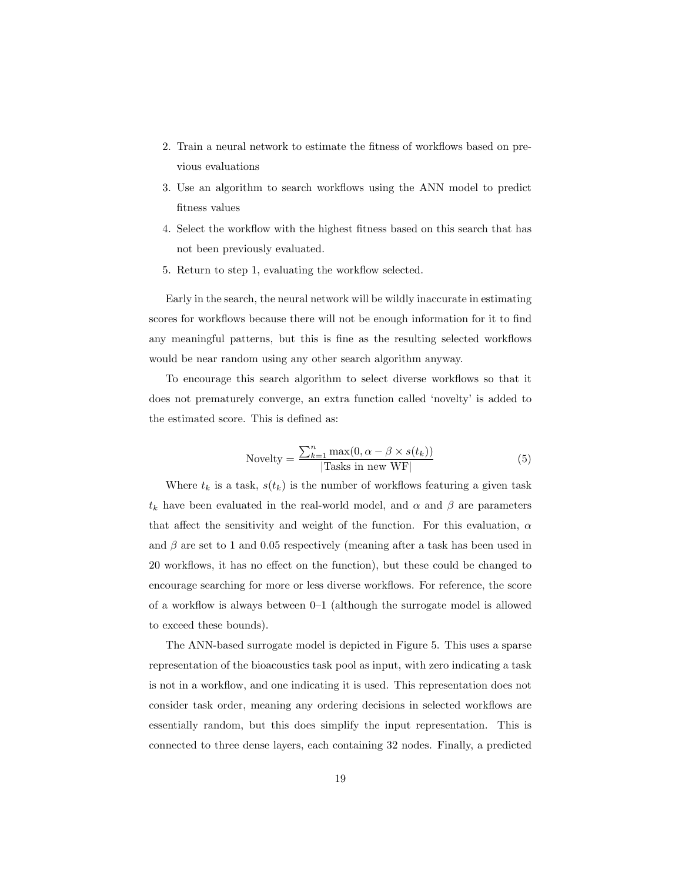2. Train a neural network to estimate the fitness of workflows based on previous evaluations
3. Use an algorithm to search workflows using the ANN model to predict fitness values
4. Select the workflow with the highest fitness based on this search that has not been previously evaluated.
5. Return to step 1, evaluating the workflow selected.

Early in the search, the neural network will be wildly inaccurate in estimating scores for workflows because there will not be enough information for it to find any meaningful patterns, but this is fine as the resulting selected workflows would be near random using any other search algorithm anyway.

To encourage this search algorithm to select diverse workflows so that it does not prematurely converge, an extra function called 'novelty' is added to the estimated score. This is defined as:

$$\text{Novelty} = \frac{\sum_{k=1}^{n} \max(0, \alpha - \beta \times s(t_k))}{|\text{Tasks in new WF}|} \tag{5}$$

Where $t_k$ is a task, $s(t_k)$ is the number of workflows featuring a given task $t_k$ have been evaluated in the real-world model, and $\alpha$ and $\beta$ are parameters that affect the sensitivity and weight of the function. For this evaluation, $\alpha$ and $\beta$ are set to 1 and 0.05 respectively (meaning after a task has been used in 20 workflows, it has no effect on the function), but these could be changed to encourage searching for more or less diverse workflows. For reference, the score of a workflow is always between 0–1 (although the surrogate model is allowed to exceed these bounds).

The ANN-based surrogate model is depicted in Figure 5. This uses a sparse representation of the bioacoustics task pool as input, with zero indicating a task is not in a workflow, and one indicating it is used. This representation does not consider task order, meaning any ordering decisions in selected workflows are essentially random, but this does simplify the input representation. This is connected to three dense layers, each containing 32 nodes. Finally, a predicted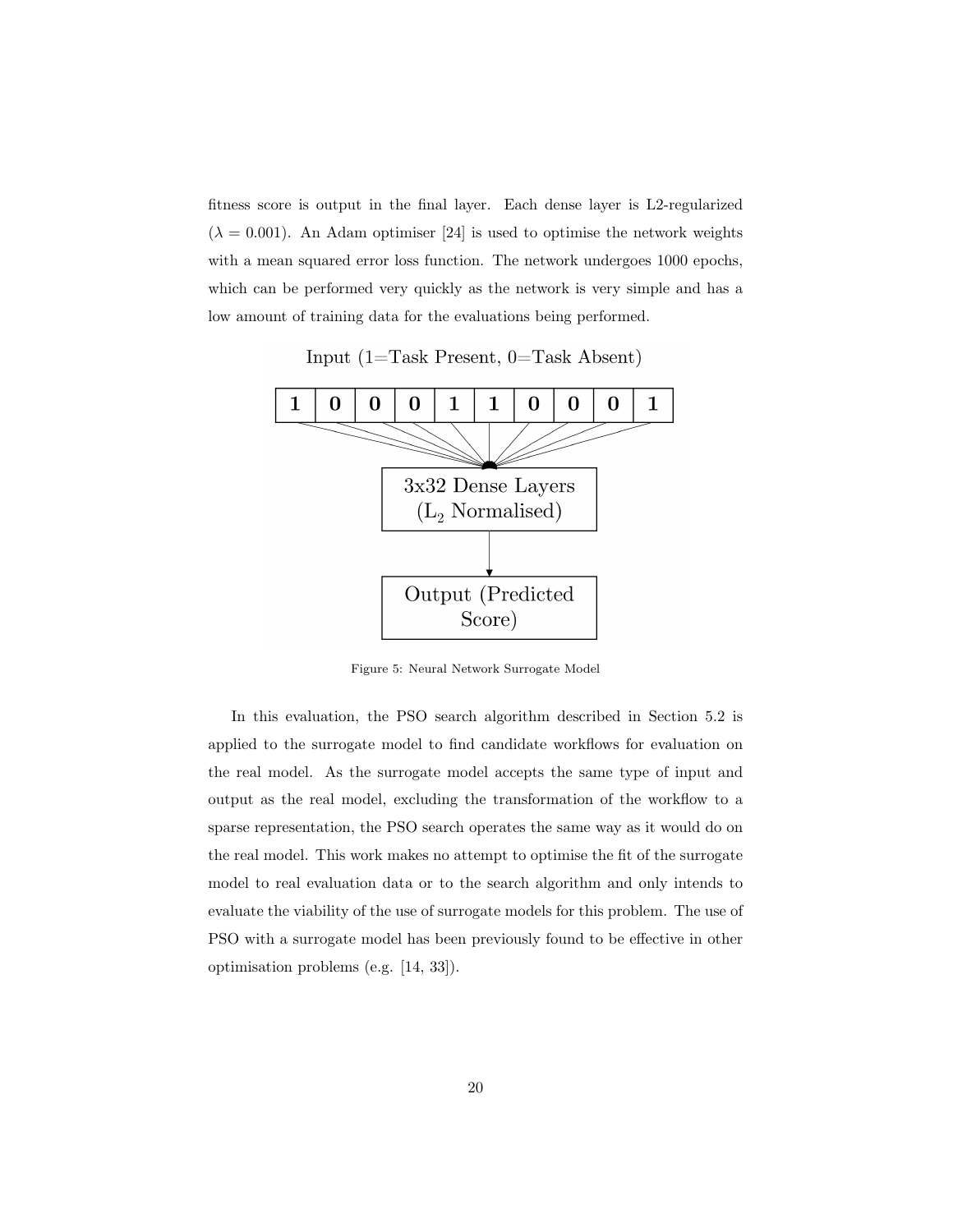fitness score is output in the final layer. Each dense layer is L2-regularized ($\lambda = 0.001$). An Adam optimiser [24] is used to optimise the network weights with a mean squared error loss function. The network undergoes 1000 epochs, which can be performed very quickly as the network is very simple and has a low amount of training data for the evaluations being performed.

Figure 5: Neural Network Surrogate Model

In this evaluation, the PSO search algorithm described in Section 5.2 is applied to the surrogate model to find candidate workflows for evaluation on the real model. As the surrogate model accepts the same type of input and output as the real model, excluding the transformation of the workflow to a sparse representation, the PSO search operates the same way as it would do on the real model. This work makes no attempt to optimise the fit of the surrogate model to real evaluation data or to the search algorithm and only intends to evaluate the viability of the use of surrogate models for this problem. The use of PSO with a surrogate model has been previously found to be effective in other optimisation problems (e.g. [14, 33]).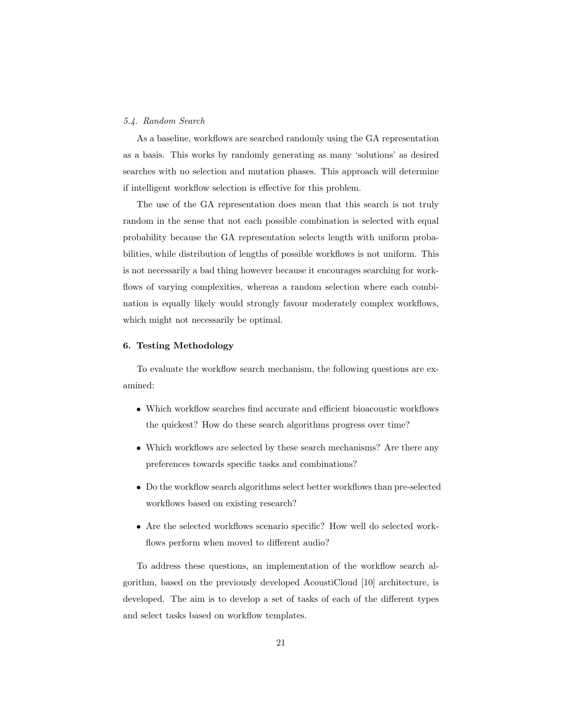### *5.4. Random Search*

As a baseline, workflows are searched randomly using the GA representation as a basis. This works by randomly generating as many 'solutions' as desired searches with no selection and mutation phases. This approach will determine if intelligent workflow selection is effective for this problem.

The use of the GA representation does mean that this search is not truly random in the sense that not each possible combination is selected with equal probability because the GA representation selects length with uniform probabilities, while distribution of lengths of possible workflows is not uniform. This is not necessarily a bad thing however because it encourages searching for workflows of varying complexities, whereas a random selection where each combination is equally likely would strongly favour moderately complex workflows, which might not necessarily be optimal.

## 6. Testing Methodology

To evaluate the workflow search mechanism, the following questions are examined:

- Which workflow searches find accurate and efficient bioacoustic workflows the quickest? How do these search algorithms progress over time?
- Which workflows are selected by these search mechanisms? Are there any preferences towards specific tasks and combinations?
- Do the workflow search algorithms select better workflows than pre-selected workflows based on existing research?
- Are the selected workflows scenario specific? How well do selected workflows perform when moved to different audio?

To address these questions, an implementation of the workflow search algorithm, based on the previously developed AcoustiCloud [10] architecture, is developed. The aim is to develop a set of tasks of each of the different types and select tasks based on workflow templates.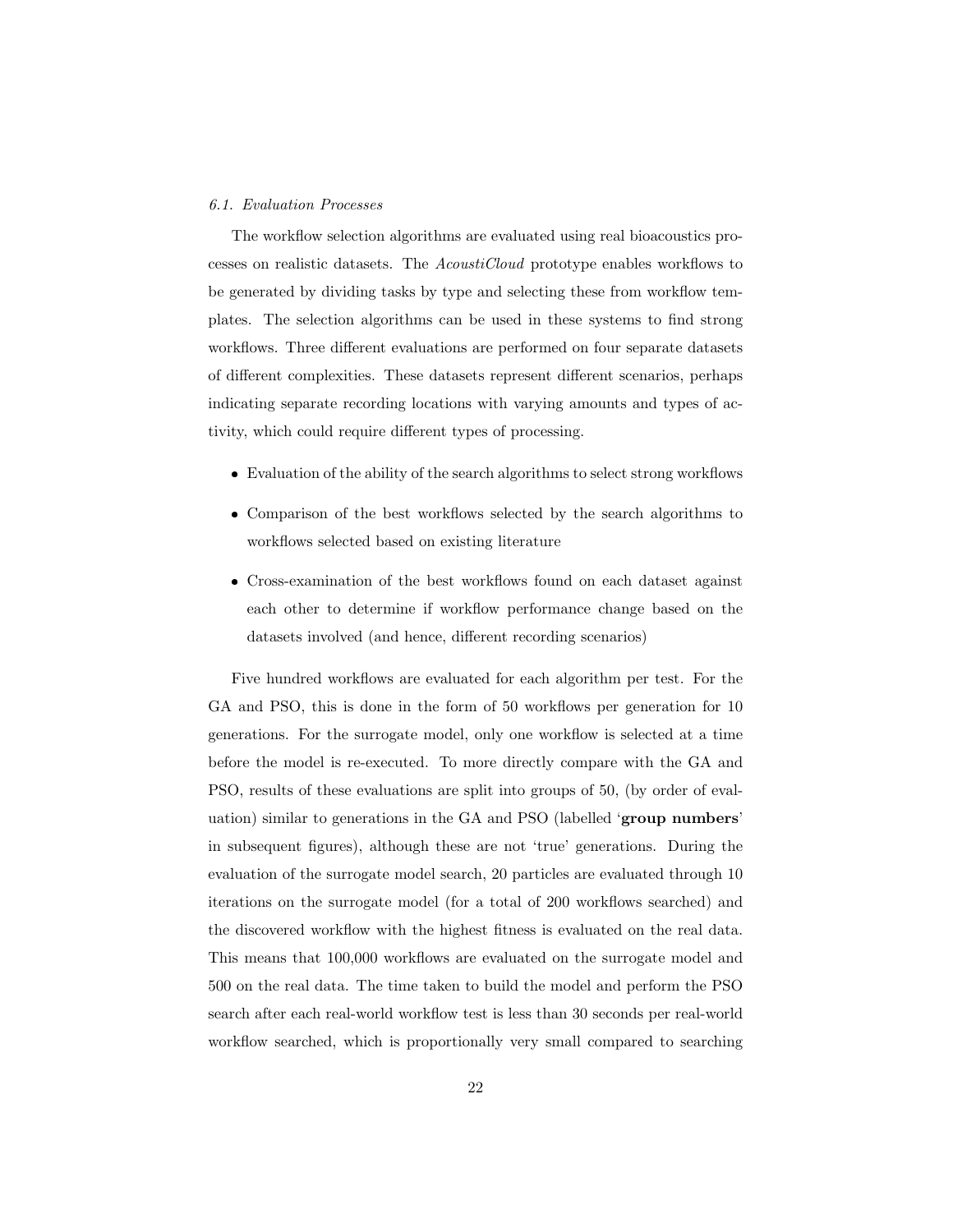### *6.1. Evaluation Processes*

The workflow selection algorithms are evaluated using real bioacoustics processes on realistic datasets. The *AcoustiCloud* prototype enables workflows to be generated by dividing tasks by type and selecting these from workflow templates. The selection algorithms can be used in these systems to find strong workflows. Three different evaluations are performed on four separate datasets of different complexities. These datasets represent different scenarios, perhaps indicating separate recording locations with varying amounts and types of activity, which could require different types of processing.

- Evaluation of the ability of the search algorithms to select strong workflows
- Comparison of the best workflows selected by the search algorithms to workflows selected based on existing literature
- Cross-examination of the best workflows found on each dataset against each other to determine if workflow performance change based on the datasets involved (and hence, different recording scenarios)

Five hundred workflows are evaluated for each algorithm per test. For the GA and PSO, this is done in the form of 50 workflows per generation for 10 generations. For the surrogate model, only one workflow is selected at a time before the model is re-executed. To more directly compare with the GA and PSO, results of these evaluations are split into groups of 50, (by order of evaluation) similar to generations in the GA and PSO (labelled '**group numbers**' in subsequent figures), although these are not 'true' generations. During the evaluation of the surrogate model search, 20 particles are evaluated through 10 iterations on the surrogate model (for a total of 200 workflows searched) and the discovered workflow with the highest fitness is evaluated on the real data. This means that 100,000 workflows are evaluated on the surrogate model and 500 on the real data. The time taken to build the model and perform the PSO search after each real-world workflow test is less than 30 seconds per real-world workflow searched, which is proportionally very small compared to searching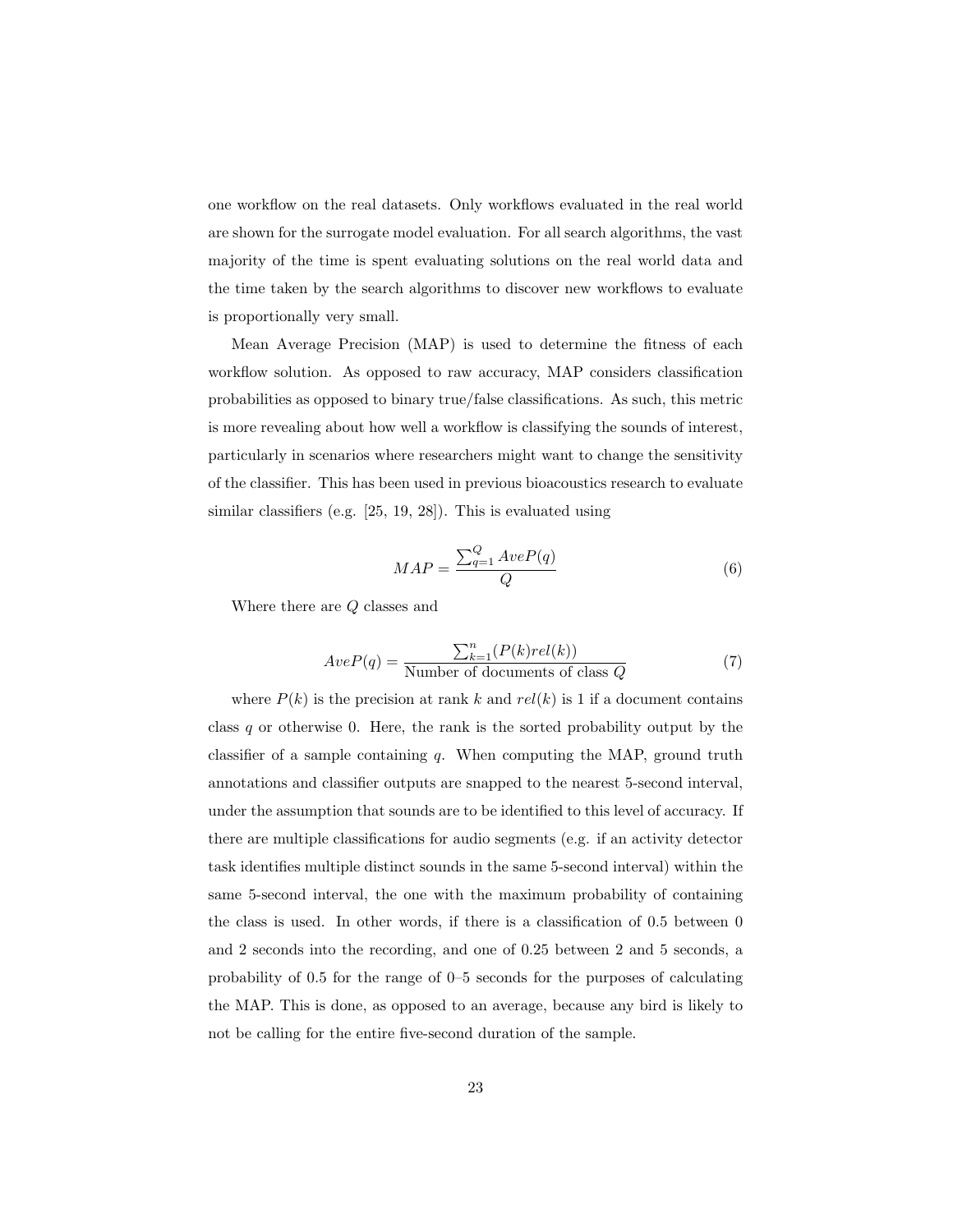one workflow on the real datasets. Only workflows evaluated in the real world are shown for the surrogate model evaluation. For all search algorithms, the vast majority of the time is spent evaluating solutions on the real world data and the time taken by the search algorithms to discover new workflows to evaluate is proportionally very small.

Mean Average Precision (MAP) is used to determine the fitness of each workflow solution. As opposed to raw accuracy, MAP considers classification probabilities as opposed to binary true/false classifications. As such, this metric is more revealing about how well a workflow is classifying the sounds of interest, particularly in scenarios where researchers might want to change the sensitivity of the classifier. This has been used in previous bioacoustics research to evaluate similar classifiers (e.g. [25, 19, 28]). This is evaluated using

$$MAP = \frac{\sum_{q=1}^{Q} AveP(q)}{Q} \tag{6}$$

Where there are $Q$ classes and

$$AveP(q) = \frac{\sum_{k=1}^{n}(P(k)rel(k))}{\text{Number of documents of class } Q} \tag{7}$$

where $P(k)$ is the precision at rank $k$ and $rel(k)$ is 1 if a document contains class $q$ or otherwise 0. Here, the rank is the sorted probability output by the classifier of a sample containing $q$. When computing the MAP, ground truth annotations and classifier outputs are snapped to the nearest 5-second interval, under the assumption that sounds are to be identified to this level of accuracy. If there are multiple classifications for audio segments (e.g. if an activity detector task identifies multiple distinct sounds in the same 5-second interval) within the same 5-second interval, the one with the maximum probability of containing the class is used. In other words, if there is a classification of 0.5 between 0 and 2 seconds into the recording, and one of 0.25 between 2 and 5 seconds, a probability of 0.5 for the range of 0–5 seconds for the purposes of calculating the MAP. This is done, as opposed to an average, because any bird is likely to not be calling for the entire five-second duration of the sample.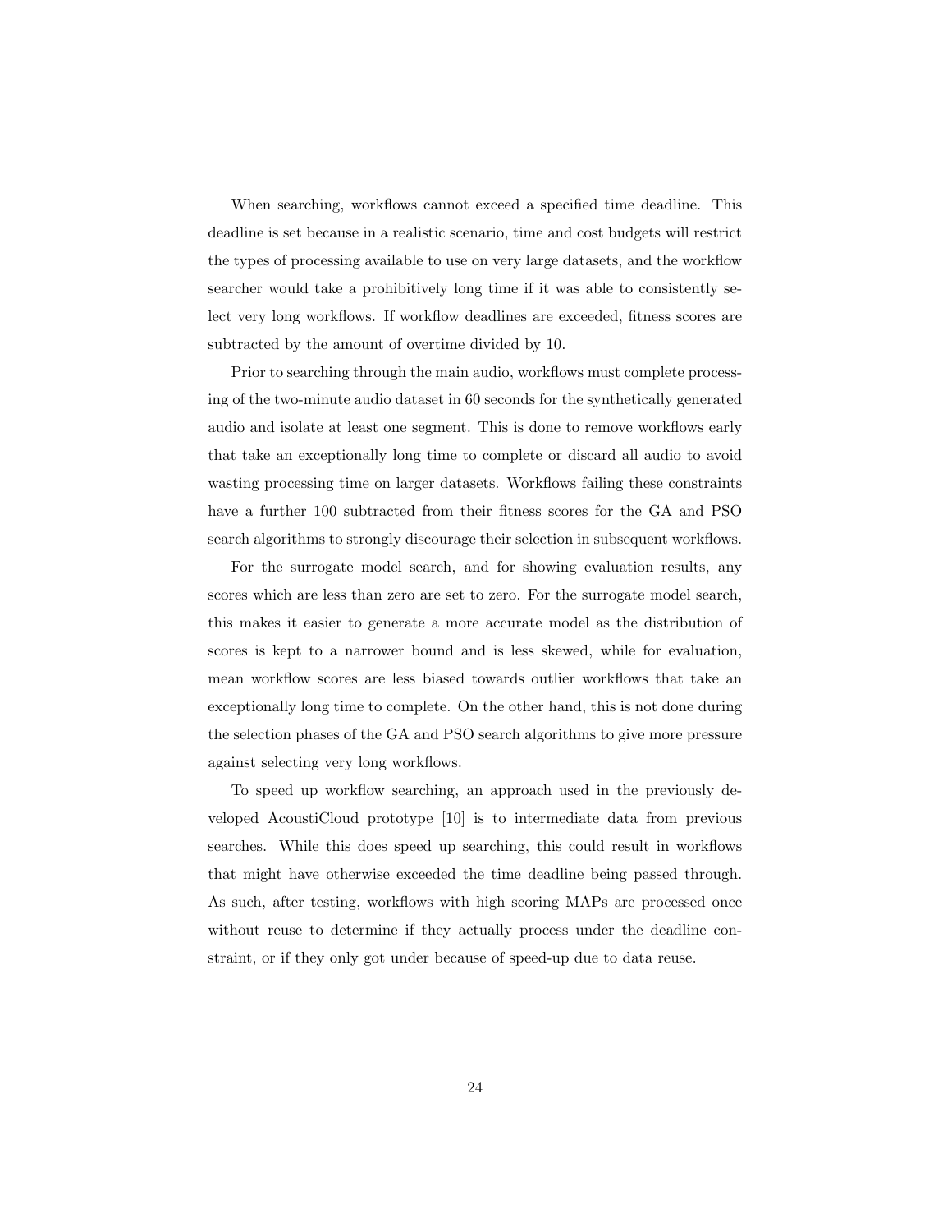When searching, workflows cannot exceed a specified time deadline. This deadline is set because in a realistic scenario, time and cost budgets will restrict the types of processing available to use on very large datasets, and the workflow searcher would take a prohibitively long time if it was able to consistently select very long workflows. If workflow deadlines are exceeded, fitness scores are subtracted by the amount of overtime divided by 10.

Prior to searching through the main audio, workflows must complete processing of the two-minute audio dataset in 60 seconds for the synthetically generated audio and isolate at least one segment. This is done to remove workflows early that take an exceptionally long time to complete or discard all audio to avoid wasting processing time on larger datasets. Workflows failing these constraints have a further 100 subtracted from their fitness scores for the GA and PSO search algorithms to strongly discourage their selection in subsequent workflows.

For the surrogate model search, and for showing evaluation results, any scores which are less than zero are set to zero. For the surrogate model search, this makes it easier to generate a more accurate model as the distribution of scores is kept to a narrower bound and is less skewed, while for evaluation, mean workflow scores are less biased towards outlier workflows that take an exceptionally long time to complete. On the other hand, this is not done during the selection phases of the GA and PSO search algorithms to give more pressure against selecting very long workflows.

To speed up workflow searching, an approach used in the previously developed AcoustiCloud prototype [10] is to intermediate data from previous searches. While this does speed up searching, this could result in workflows that might have otherwise exceeded the time deadline being passed through. As such, after testing, workflows with high scoring MAPs are processed once without reuse to determine if they actually process under the deadline constraint, or if they only got under because of speed-up due to data reuse.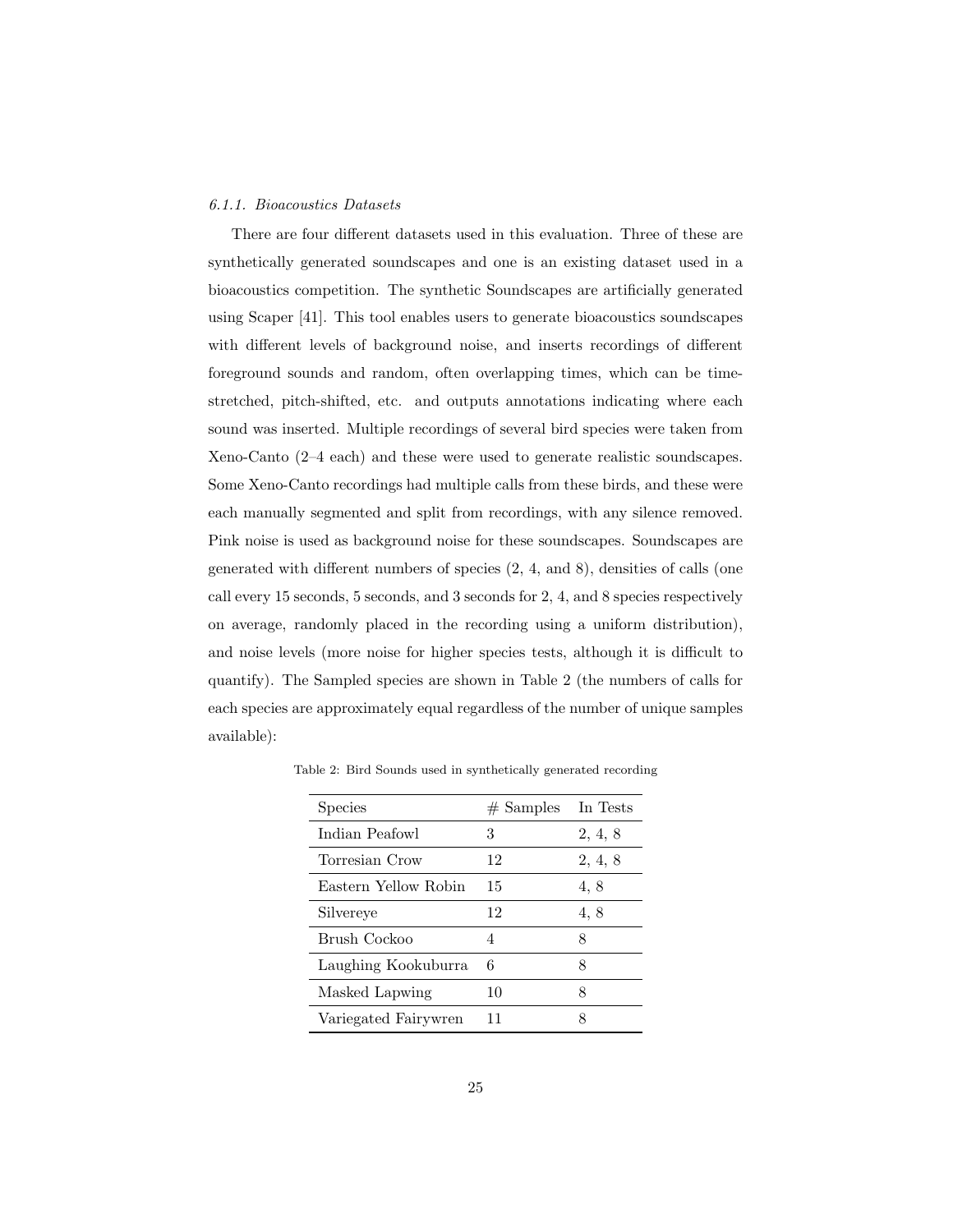#### *6.1.1. Bioacoustics Datasets*

There are four different datasets used in this evaluation. Three of these are synthetically generated soundscapes and one is an existing dataset used in a bioacoustics competition. The synthetic Soundscapes are artificially generated using Scaper [41]. This tool enables users to generate bioacoustics soundscapes with different levels of background noise, and inserts recordings of different foreground sounds and random, often overlapping times, which can be time-stretched, pitch-shifted, etc. and outputs annotations indicating where each sound was inserted. Multiple recordings of several bird species were taken from Xeno-Canto (2–4 each) and these were used to generate realistic soundscapes. Some Xeno-Canto recordings had multiple calls from these birds, and these were each manually segmented and split from recordings, with any silence removed. Pink noise is used as background noise for these soundscapes. Soundscapes are generated with different numbers of species (2, 4, and 8), densities of calls (one call every 15 seconds, 5 seconds, and 3 seconds for 2, 4, and 8 species respectively on average, randomly placed in the recording using a uniform distribution), and noise levels (more noise for higher species tests, although it is difficult to quantify). The Sampled species are shown in Table 2 (the numbers of calls for each species are approximately equal regardless of the number of unique samples available):

Table 2: Bird Sounds used in synthetically generated recording

| Species | # Samples | In Tests |
|---|---|---|
| Indian Peafowl | 3 | 2, 4, 8 |
| Torresian Crow | 12 | 2, 4, 8 |
| Eastern Yellow Robin | 15 | 4, 8 |
| Silvereye | 12 | 4, 8 |
| Brush Cockoo | 4 | 8 |
| Laughing Kookuburra | 6 | 8 |
| Masked Lapwing | 10 | 8 |
| Variegated Fairywren | 11 | 8 |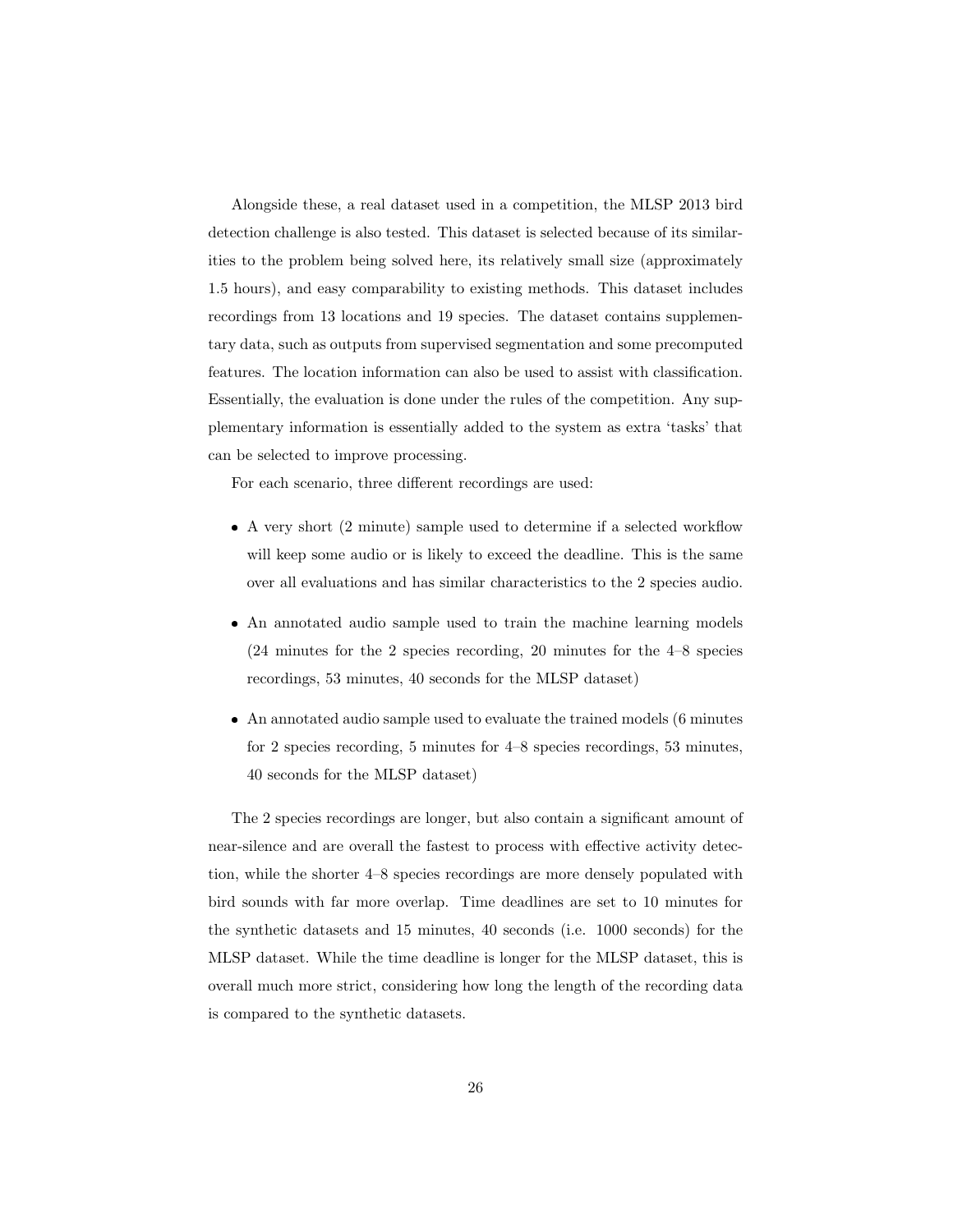Alongside these, a real dataset used in a competition, the MLSP 2013 bird detection challenge is also tested. This dataset is selected because of its similarities to the problem being solved here, its relatively small size (approximately 1.5 hours), and easy comparability to existing methods. This dataset includes recordings from 13 locations and 19 species. The dataset contains supplementary data, such as outputs from supervised segmentation and some precomputed features. The location information can also be used to assist with classification. Essentially, the evaluation is done under the rules of the competition. Any supplementary information is essentially added to the system as extra 'tasks' that can be selected to improve processing.

For each scenario, three different recordings are used:

- A very short (2 minute) sample used to determine if a selected workflow will keep some audio or is likely to exceed the deadline. This is the same over all evaluations and has similar characteristics to the 2 species audio.
- An annotated audio sample used to train the machine learning models (24 minutes for the 2 species recording, 20 minutes for the 4–8 species recordings, 53 minutes, 40 seconds for the MLSP dataset)
- An annotated audio sample used to evaluate the trained models (6 minutes for 2 species recording, 5 minutes for 4–8 species recordings, 53 minutes, 40 seconds for the MLSP dataset)

The 2 species recordings are longer, but also contain a significant amount of near-silence and are overall the fastest to process with effective activity detection, while the shorter 4–8 species recordings are more densely populated with bird sounds with far more overlap. Time deadlines are set to 10 minutes for the synthetic datasets and 15 minutes, 40 seconds (i.e. 1000 seconds) for the MLSP dataset. While the time deadline is longer for the MLSP dataset, this is overall much more strict, considering how long the length of the recording data is compared to the synthetic datasets.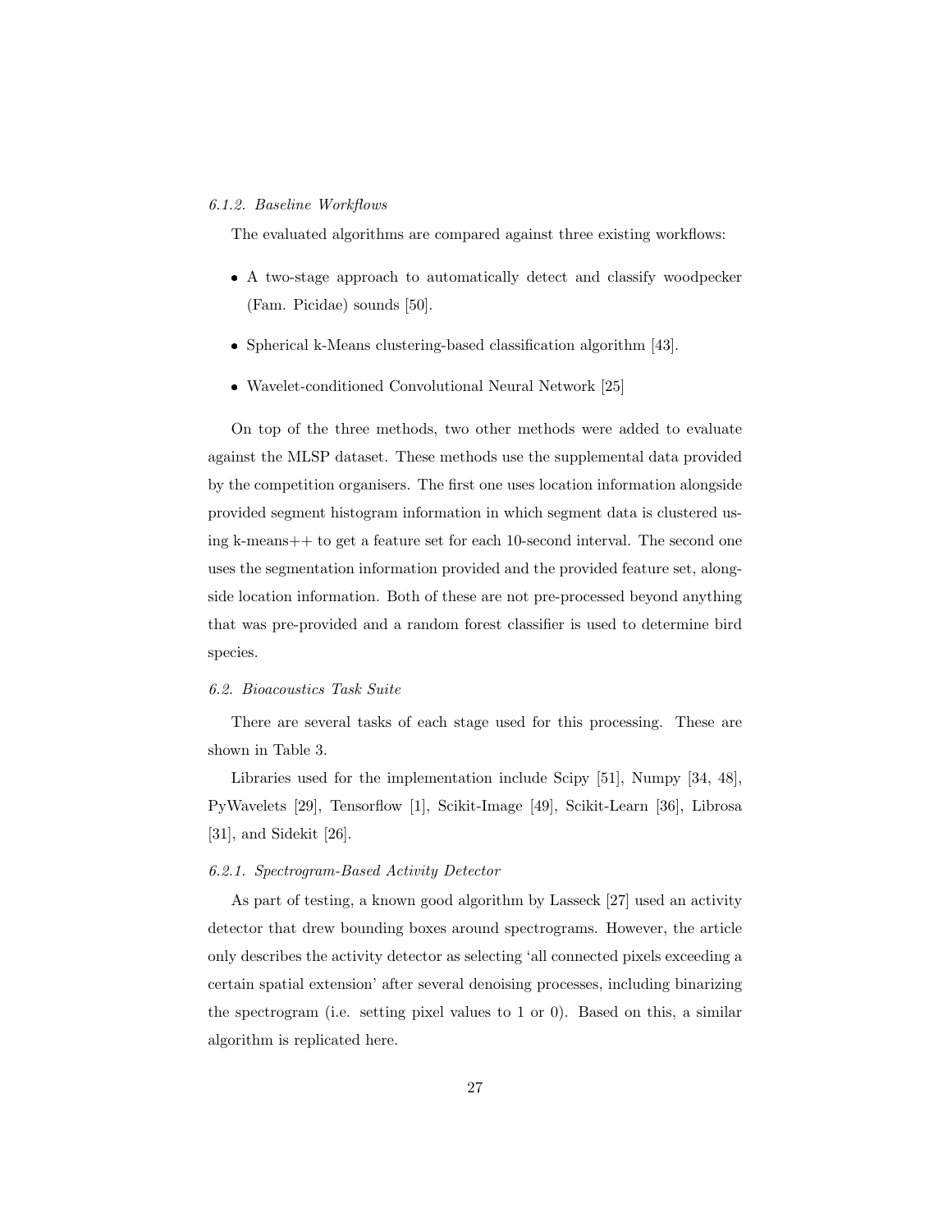#### *6.1.2. Baseline Workflows*

The evaluated algorithms are compared against three existing workflows:

- A two-stage approach to automatically detect and classify woodpecker (Fam. Picidae) sounds [50].
- Spherical k-Means clustering-based classification algorithm [43].
- Wavelet-conditioned Convolutional Neural Network [25]

On top of the three methods, two other methods were added to evaluate against the MLSP dataset. These methods use the supplemental data provided by the competition organisers. The first one uses location information alongside provided segment histogram information in which segment data is clustered using k-means++ to get a feature set for each 10-second interval. The second one uses the segmentation information provided and the provided feature set, alongside location information. Both of these are not pre-processed beyond anything that was pre-provided and a random forest classifier is used to determine bird species.

### *6.2. Bioacoustics Task Suite*

There are several tasks of each stage used for this processing. These are shown in Table 3.

Libraries used for the implementation include Scipy [51], Numpy [34, 48], PyWavelets [29], Tensorflow [1], Scikit-Image [49], Scikit-Learn [36], Librosa [31], and Sidekit [26].

#### *6.2.1. Spectrogram-Based Activity Detector*

As part of testing, a known good algorithm by Lasseck [27] used an activity detector that drew bounding boxes around spectrograms. However, the article only describes the activity detector as selecting 'all connected pixels exceeding a certain spatial extension' after several denoising processes, including binarizing the spectrogram (i.e. setting pixel values to 1 or 0). Based on this, a similar algorithm is replicated here.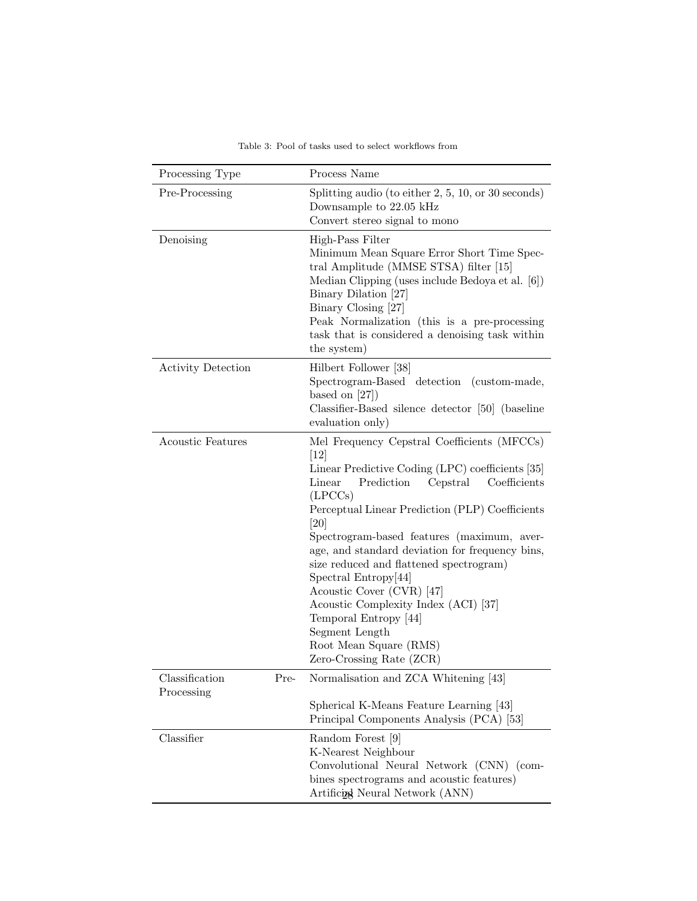Table 3: Pool of tasks used to select workflows from

| Processing Type | Process Name |
|---|---|
| Pre-Processing | Splitting audio (to either 2, 5, 10, or 30 seconds)<br>Downsample to 22.05 kHz<br>Convert stereo signal to mono |
| Denoising | High-Pass Filter<br>Minimum Mean Square Error Short Time Spectral Amplitude (MMSE STSA) filter [15]<br>Median Clipping (uses include Bedoya et al. [6])<br>Binary Dilation [27]<br>Binary Closing [27]<br>Peak Normalization (this is a pre-processing task that is considered a denoising task within the system) |
| Activity Detection | Hilbert Follower [38]<br>Spectrogram-Based detection (custom-made, based on [27])<br>Classifier-Based silence detector [50] (baseline evaluation only) |
| Acoustic Features | Mel Frequency Cepstral Coefficients (MFCCs) [12]<br>Linear Predictive Coding (LPC) coefficients [35]<br>Linear Prediction Cepstral Coefficients (LPCCs)<br>Perceptual Linear Prediction (PLP) Coefficients [20]<br>Spectrogram-based features (maximum, average, and standard deviation for frequency bins, size reduced and flattened spectrogram)<br>Spectral Entropy[44]<br>Acoustic Cover (CVR) [47]<br>Acoustic Complexity Index (ACI) [37]<br>Temporal Entropy [44]<br>Segment Length<br>Root Mean Square (RMS)<br>Zero-Crossing Rate (ZCR) |
| Classification Pre-Processing | Normalisation and ZCA Whitening [43]<br>Spherical K-Means Feature Learning [43]<br>Principal Components Analysis (PCA) [53] |
| Classifier | Random Forest [9]<br>K-Nearest Neighbour<br>Convolutional Neural Network (CNN) (combines spectrograms and acoustic features)<br>Artificial Neural Network (ANN) |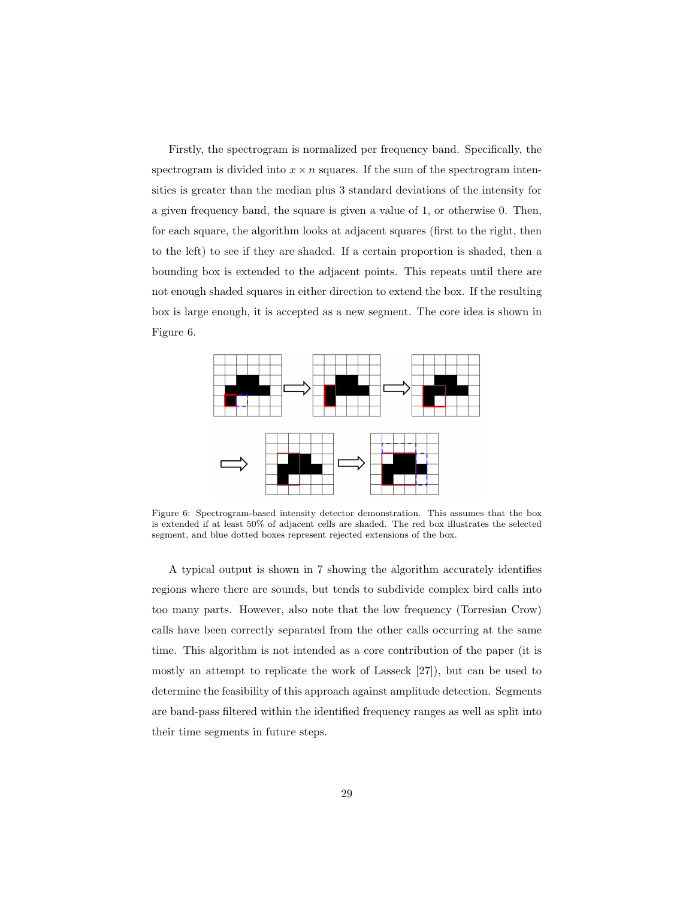Firstly, the spectrogram is normalized per frequency band. Specifically, the spectrogram is divided into $x \times n$ squares. If the sum of the spectrogram intensities is greater than the median plus 3 standard deviations of the intensity for a given frequency band, the square is given a value of 1, or otherwise 0. Then, for each square, the algorithm looks at adjacent squares (first to the right, then to the left) to see if they are shaded. If a certain proportion is shaded, then a bounding box is extended to the adjacent points. This repeats until there are not enough shaded squares in either direction to extend the box. If the resulting box is large enough, it is accepted as a new segment. The core idea is shown in Figure 6.

Figure 6: Spectrogram-based intensity detector demonstration. This assumes that the box is extended if at least 50% of adjacent cells are shaded. The red box illustrates the selected segment, and blue dotted boxes represent rejected extensions of the box.

A typical output is shown in 7 showing the algorithm accurately identifies regions where there are sounds, but tends to subdivide complex bird calls into too many parts. However, also note that the low frequency (Torresian Crow) calls have been correctly separated from the other calls occurring at the same time. This algorithm is not intended as a core contribution of the paper (it is mostly an attempt to replicate the work of Lasseck [27]), but can be used to determine the feasibility of this approach against amplitude detection. Segments are band-pass filtered within the identified frequency ranges as well as split into their time segments in future steps.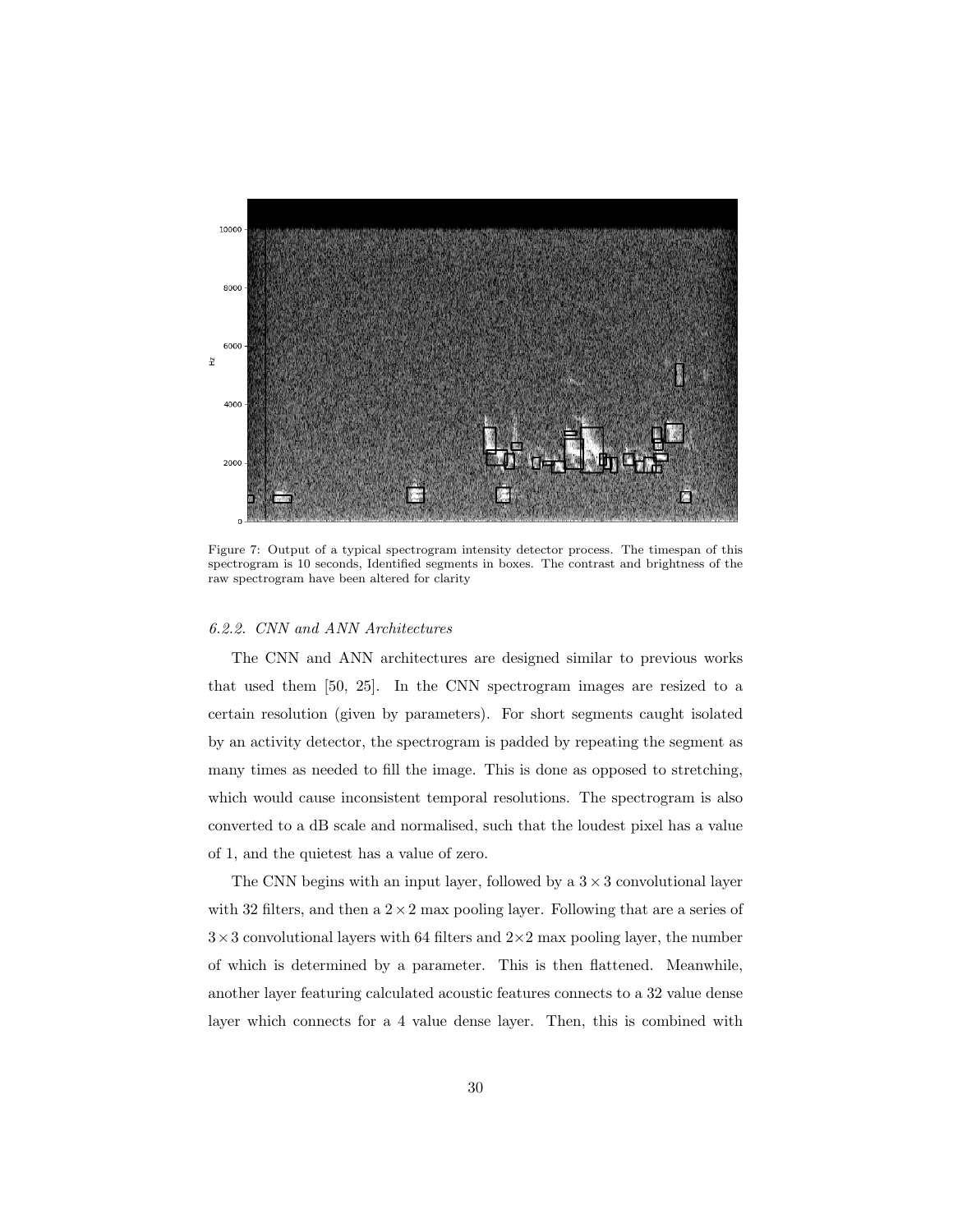Figure 7: Output of a typical spectrogram intensity detector process. The timespan of this spectrogram is 10 seconds, Identified segments in boxes. The contrast and brightness of the raw spectrogram have been altered for clarity

### *6.2.2. CNN and ANN Architectures*

The CNN and ANN architectures are designed similar to previous works that used them [50, 25]. In the CNN spectrogram images are resized to a certain resolution (given by parameters). For short segments caught isolated by an activity detector, the spectrogram is padded by repeating the segment as many times as needed to fill the image. This is done as opposed to stretching, which would cause inconsistent temporal resolutions. The spectrogram is also converted to a dB scale and normalised, such that the loudest pixel has a value of 1, and the quietest has a value of zero.

The CNN begins with an input layer, followed by a $3 \times 3$ convolutional layer with 32 filters, and then a $2 \times 2$ max pooling layer. Following that are a series of $3 \times 3$ convolutional layers with 64 filters and $2 \times 2$ max pooling layer, the number of which is determined by a parameter. This is then flattened. Meanwhile, another layer featuring calculated acoustic features connects to a 32 value dense layer which connects for a 4 value dense layer. Then, this is combined with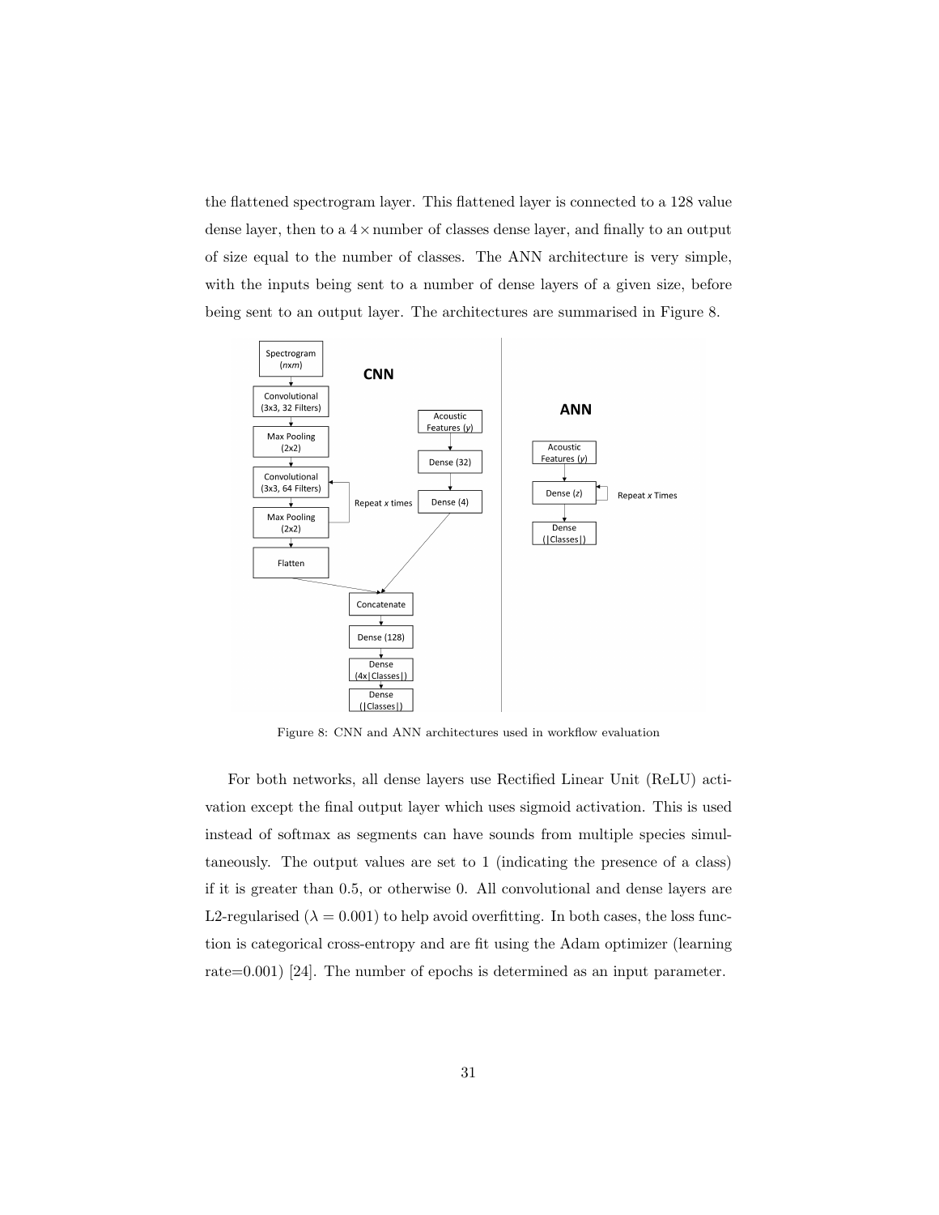the flattened spectrogram layer. This flattened layer is connected to a 128 value dense layer, then to a $4\times$ number of classes dense layer, and finally to an output of size equal to the number of classes. The ANN architecture is very simple, with the inputs being sent to a number of dense layers of a given size, before being sent to an output layer. The architectures are summarised in Figure 8.

Figure 8: CNN and ANN architectures used in workflow evaluation

For both networks, all dense layers use Rectified Linear Unit (ReLU) activation except the final output layer which uses sigmoid activation. This is used instead of softmax as segments can have sounds from multiple species simultaneously. The output values are set to 1 (indicating the presence of a class) if it is greater than 0.5, or otherwise 0. All convolutional and dense layers are L2-regularised ($\lambda = 0.001$) to help avoid overfitting. In both cases, the loss function is categorical cross-entropy and are fit using the Adam optimizer (learning rate=0.001) [24]. The number of epochs is determined as an input parameter.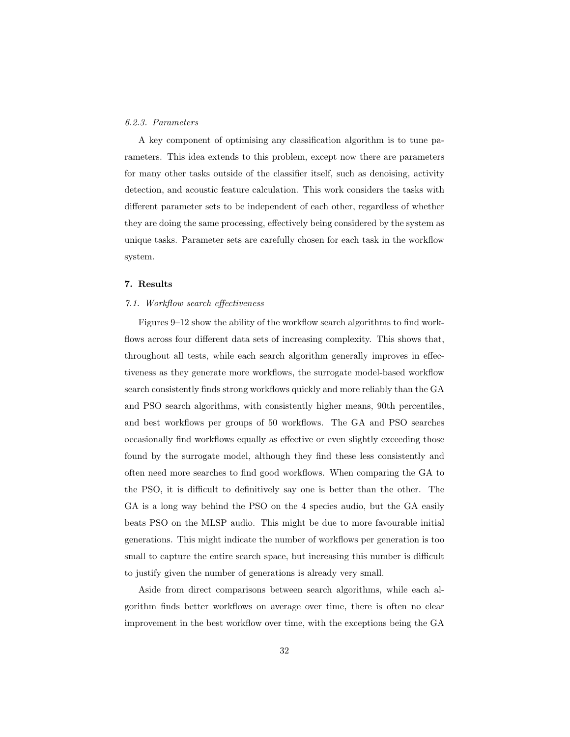#### 6.2.3. Parameters

A key component of optimising any classification algorithm is to tune parameters. This idea extends to this problem, except now there are parameters for many other tasks outside of the classifier itself, such as denoising, activity detection, and acoustic feature calculation. This work considers the tasks with different parameter sets to be independent of each other, regardless of whether they are doing the same processing, effectively being considered by the system as unique tasks. Parameter sets are carefully chosen for each task in the workflow system.

## 7. Results

### 7.1. Workflow search effectiveness

Figures 9–12 show the ability of the workflow search algorithms to find workflows across four different data sets of increasing complexity. This shows that, throughout all tests, while each search algorithm generally improves in effectiveness as they generate more workflows, the surrogate model-based workflow search consistently finds strong workflows quickly and more reliably than the GA and PSO search algorithms, with consistently higher means, 90th percentiles, and best workflows per groups of 50 workflows. The GA and PSO searches occasionally find workflows equally as effective or even slightly exceeding those found by the surrogate model, although they find these less consistently and often need more searches to find good workflows. When comparing the GA to the PSO, it is difficult to definitively say one is better than the other. The GA is a long way behind the PSO on the 4 species audio, but the GA easily beats PSO on the MLSP audio. This might be due to more favourable initial generations. This might indicate the number of workflows per generation is too small to capture the entire search space, but increasing this number is difficult to justify given the number of generations is already very small.

Aside from direct comparisons between search algorithms, while each algorithm finds better workflows on average over time, there is often no clear improvement in the best workflow over time, with the exceptions being the GA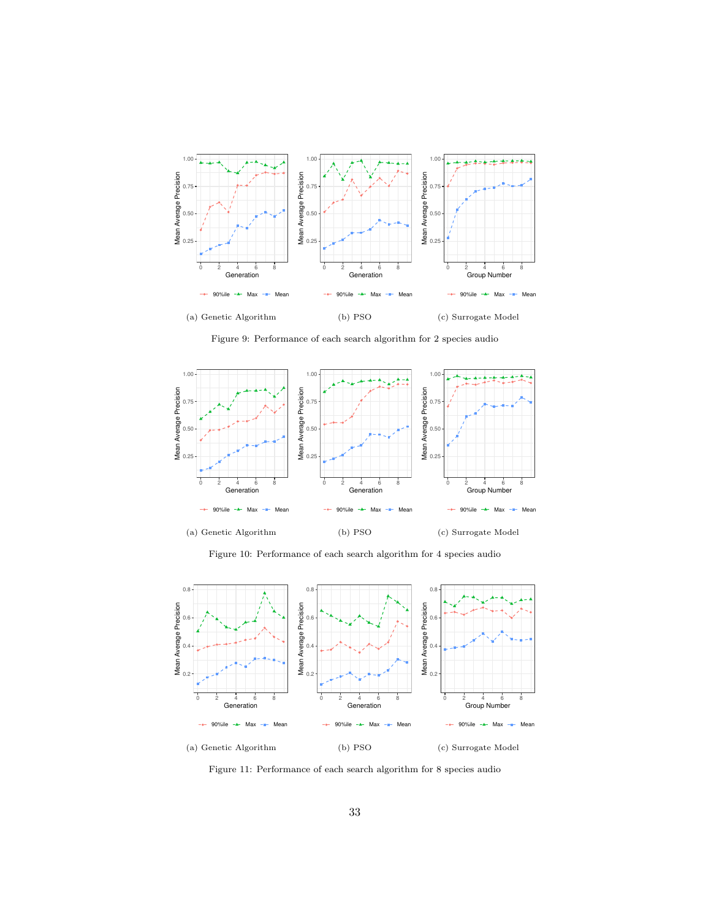(a) Genetic Algorithm

(b) PSO

(c) Surrogate Model

Figure 9: Performance of each search algorithm for 2 species audio

(a) Genetic Algorithm

(b) PSO

(c) Surrogate Model

Figure 10: Performance of each search algorithm for 4 species audio

(a) Genetic Algorithm

(b) PSO

(c) Surrogate Model

Figure 11: Performance of each search algorithm for 8 species audio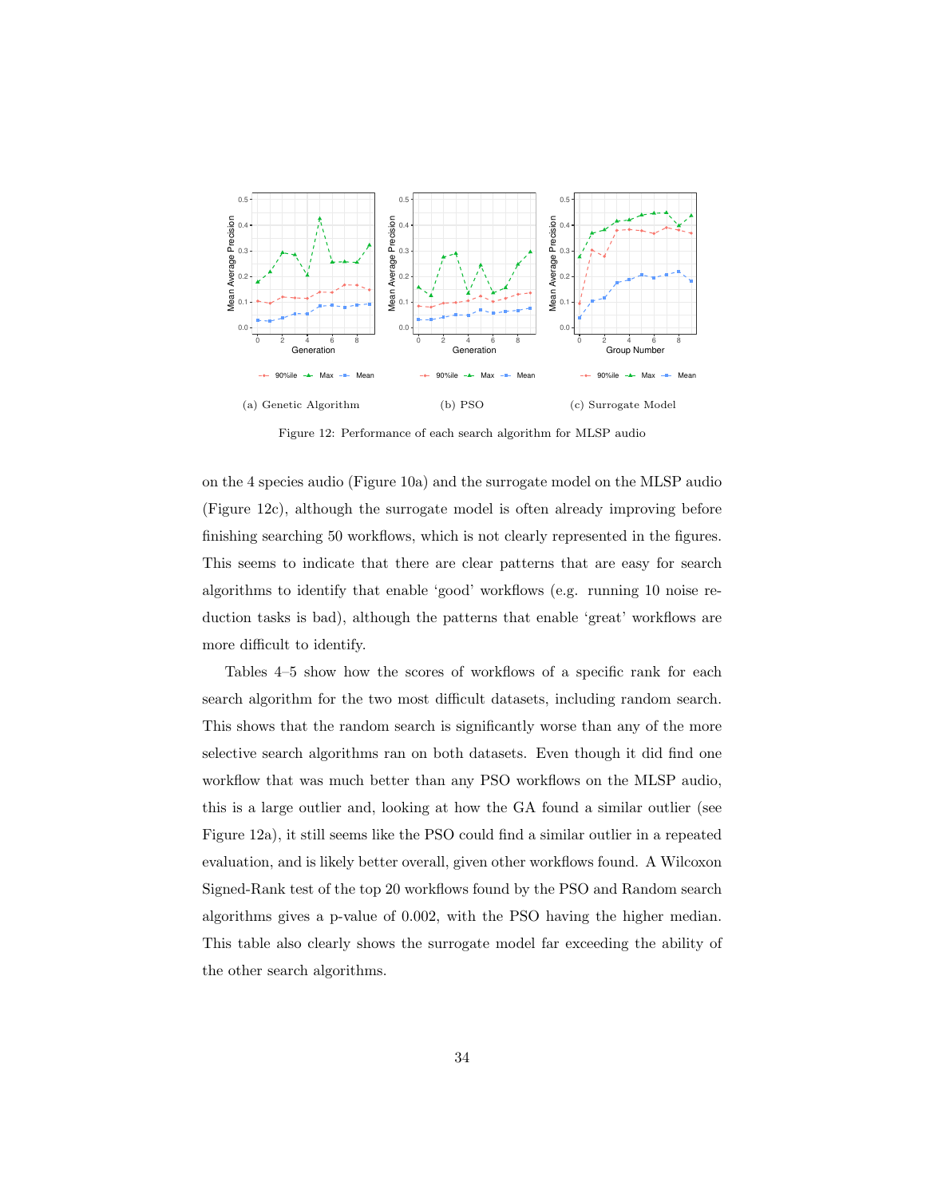(a) Genetic Algorithm

(b) PSO

(c) Surrogate Model

Figure 12: Performance of each search algorithm for MLSP audio

on the 4 species audio (Figure 10a) and the surrogate model on the MLSP audio (Figure 12c), although the surrogate model is often already improving before finishing searching 50 workflows, which is not clearly represented in the figures. This seems to indicate that there are clear patterns that are easy for search algorithms to identify that enable 'good' workflows (e.g. running 10 noise reduction tasks is bad), although the patterns that enable 'great' workflows are more difficult to identify.

Tables 4–5 show how the scores of workflows of a specific rank for each search algorithm for the two most difficult datasets, including random search. This shows that the random search is significantly worse than any of the more selective search algorithms ran on both datasets. Even though it did find one workflow that was much better than any PSO workflows on the MLSP audio, this is a large outlier and, looking at how the GA found a similar outlier (see Figure 12a), it still seems like the PSO could find a similar outlier in a repeated evaluation, and is likely better overall, given other workflows found. A Wilcoxon Signed-Rank test of the top 20 workflows found by the PSO and Random search algorithms gives a p-value of 0.002, with the PSO having the higher median. This table also clearly shows the surrogate model far exceeding the ability of the other search algorithms.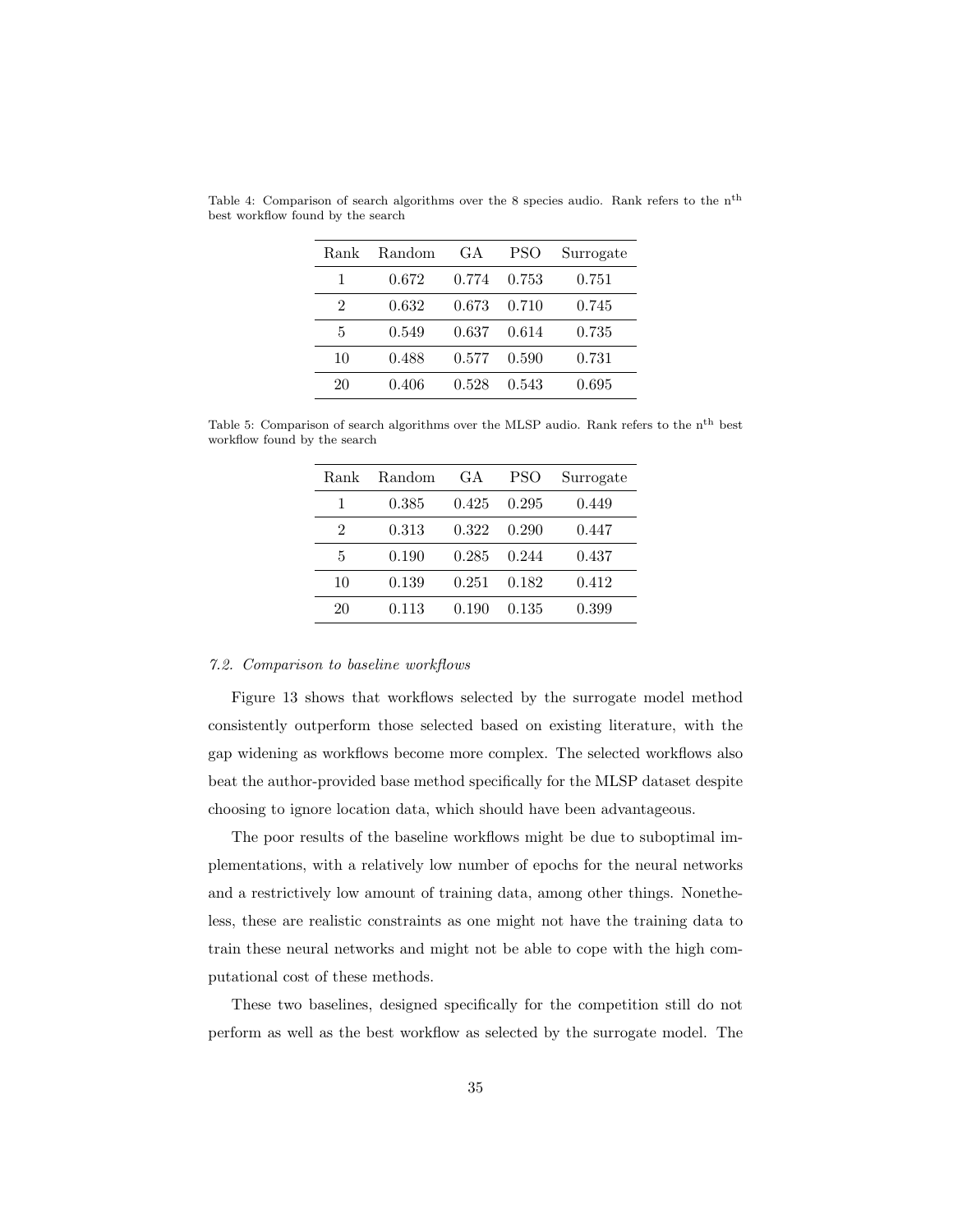Table 4: Comparison of search algorithms over the 8 species audio. Rank refers to the $n^{th}$ best workflow found by the search

| Rank | Random | GA | PSO | Surrogate |
|---|---|---|---|---|
| 1 | 0.672 | 0.774 | 0.753 | 0.751 |
| 2 | 0.632 | 0.673 | 0.710 | 0.745 |
| 5 | 0.549 | 0.637 | 0.614 | 0.735 |
| 10 | 0.488 | 0.577 | 0.590 | 0.731 |
| 20 | 0.406 | 0.528 | 0.543 | 0.695 |

Table 5: Comparison of search algorithms over the MLSP audio. Rank refers to the $n^{th}$ best workflow found by the search

| Rank | Random | GA | PSO | Surrogate |
|---|---|---|---|---|
| 1 | 0.385 | 0.425 | 0.295 | 0.449 |
| 2 | 0.313 | 0.322 | 0.290 | 0.447 |
| 5 | 0.190 | 0.285 | 0.244 | 0.437 |
| 10 | 0.139 | 0.251 | 0.182 | 0.412 |
| 20 | 0.113 | 0.190 | 0.135 | 0.399 |

### *7.2. Comparison to baseline workflows*

Figure 13 shows that workflows selected by the surrogate model method consistently outperform those selected based on existing literature, with the gap widening as workflows become more complex. The selected workflows also beat the author-provided base method specifically for the MLSP dataset despite choosing to ignore location data, which should have been advantageous.

The poor results of the baseline workflows might be due to suboptimal implementations, with a relatively low number of epochs for the neural networks and a restrictively low amount of training data, among other things. Nonetheless, these are realistic constraints as one might not have the training data to train these neural networks and might not be able to cope with the high computational cost of these methods.

These two baselines, designed specifically for the competition still do not perform as well as the best workflow as selected by the surrogate model. The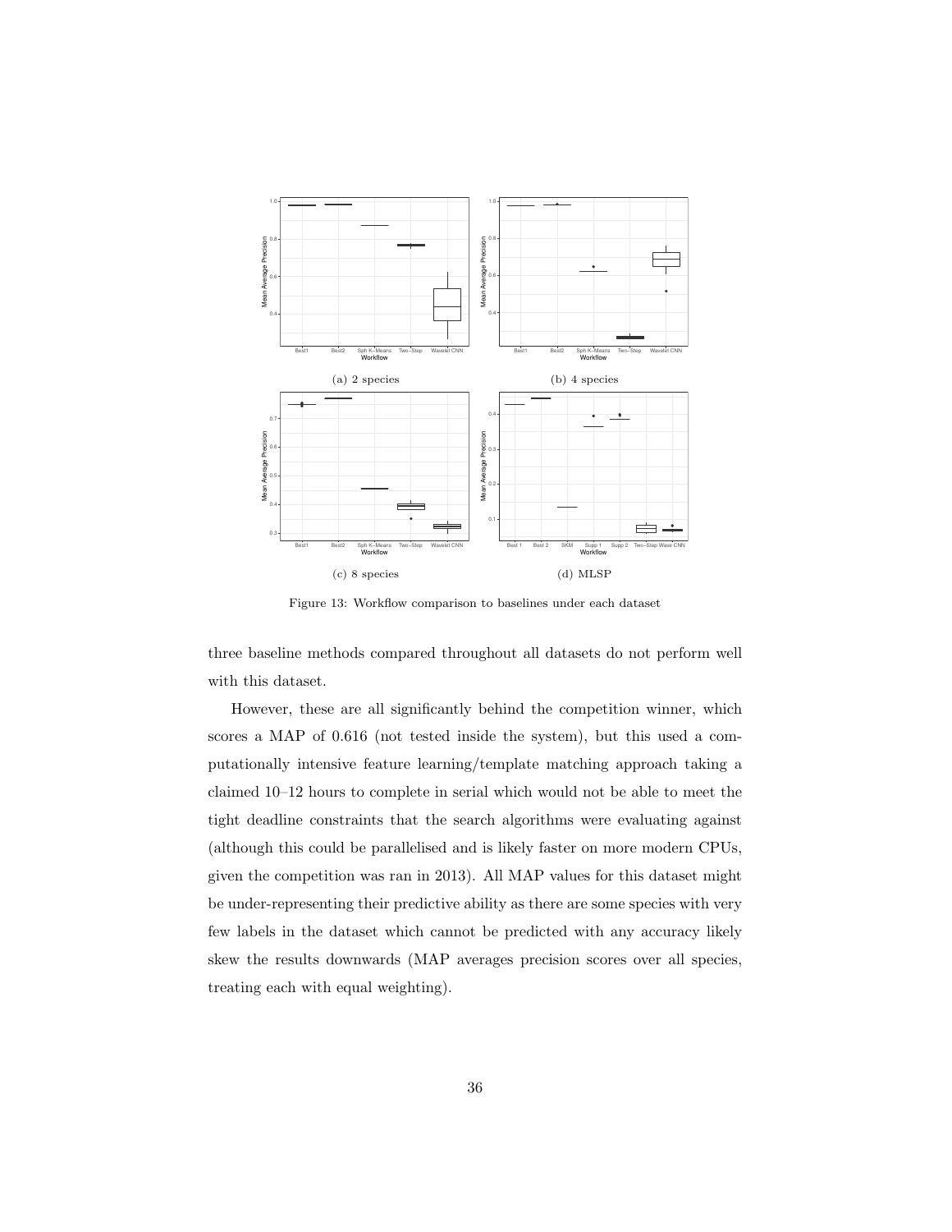(a) 2 species

(b) 4 species

(c) 8 species

(d) MLSP

Figure 13: Workflow comparison to baselines under each dataset

three baseline methods compared throughout all datasets do not perform well with this dataset.

However, these are all significantly behind the competition winner, which scores a MAP of 0.616 (not tested inside the system), but this used a computationally intensive feature learning/template matching approach taking a claimed 10–12 hours to complete in serial which would not be able to meet the tight deadline constraints that the search algorithms were evaluating against (although this could be parallelised and is likely faster on more modern CPUs, given the competition was ran in 2013). All MAP values for this dataset might be under-representing their predictive ability as there are some species with very few labels in the dataset which cannot be predicted with any accuracy likely skew the results downwards (MAP averages precision scores over all species, treating each with equal weighting).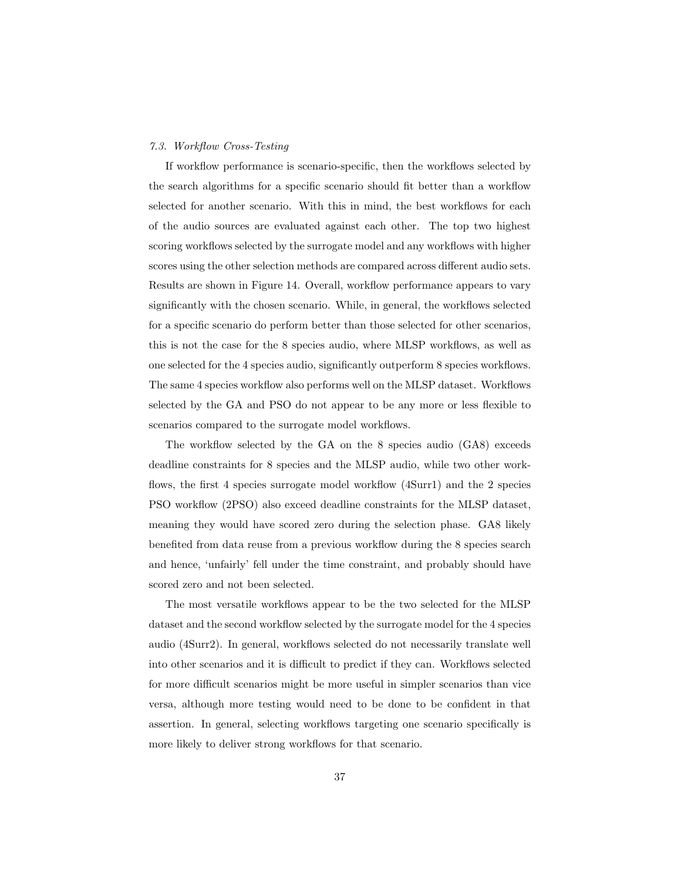### *7.3. Workflow Cross-Testing*

If workflow performance is scenario-specific, then the workflows selected by the search algorithms for a specific scenario should fit better than a workflow selected for another scenario. With this in mind, the best workflows for each of the audio sources are evaluated against each other. The top two highest scoring workflows selected by the surrogate model and any workflows with higher scores using the other selection methods are compared across different audio sets. Results are shown in Figure 14. Overall, workflow performance appears to vary significantly with the chosen scenario. While, in general, the workflows selected for a specific scenario do perform better than those selected for other scenarios, this is not the case for the 8 species audio, where MLSP workflows, as well as one selected for the 4 species audio, significantly outperform 8 species workflows. The same 4 species workflow also performs well on the MLSP dataset. Workflows selected by the GA and PSO do not appear to be any more or less flexible to scenarios compared to the surrogate model workflows.

The workflow selected by the GA on the 8 species audio (GA8) exceeds deadline constraints for 8 species and the MLSP audio, while two other workflows, the first 4 species surrogate model workflow (4Surr1) and the 2 species PSO workflow (2PSO) also exceed deadline constraints for the MLSP dataset, meaning they would have scored zero during the selection phase. GA8 likely benefited from data reuse from a previous workflow during the 8 species search and hence, 'unfairly' fell under the time constraint, and probably should have scored zero and not been selected.

The most versatile workflows appear to be the two selected for the MLSP dataset and the second workflow selected by the surrogate model for the 4 species audio (4Surr2). In general, workflows selected do not necessarily translate well into other scenarios and it is difficult to predict if they can. Workflows selected for more difficult scenarios might be more useful in simpler scenarios than vice versa, although more testing would need to be done to be confident in that assertion. In general, selecting workflows targeting one scenario specifically is more likely to deliver strong workflows for that scenario.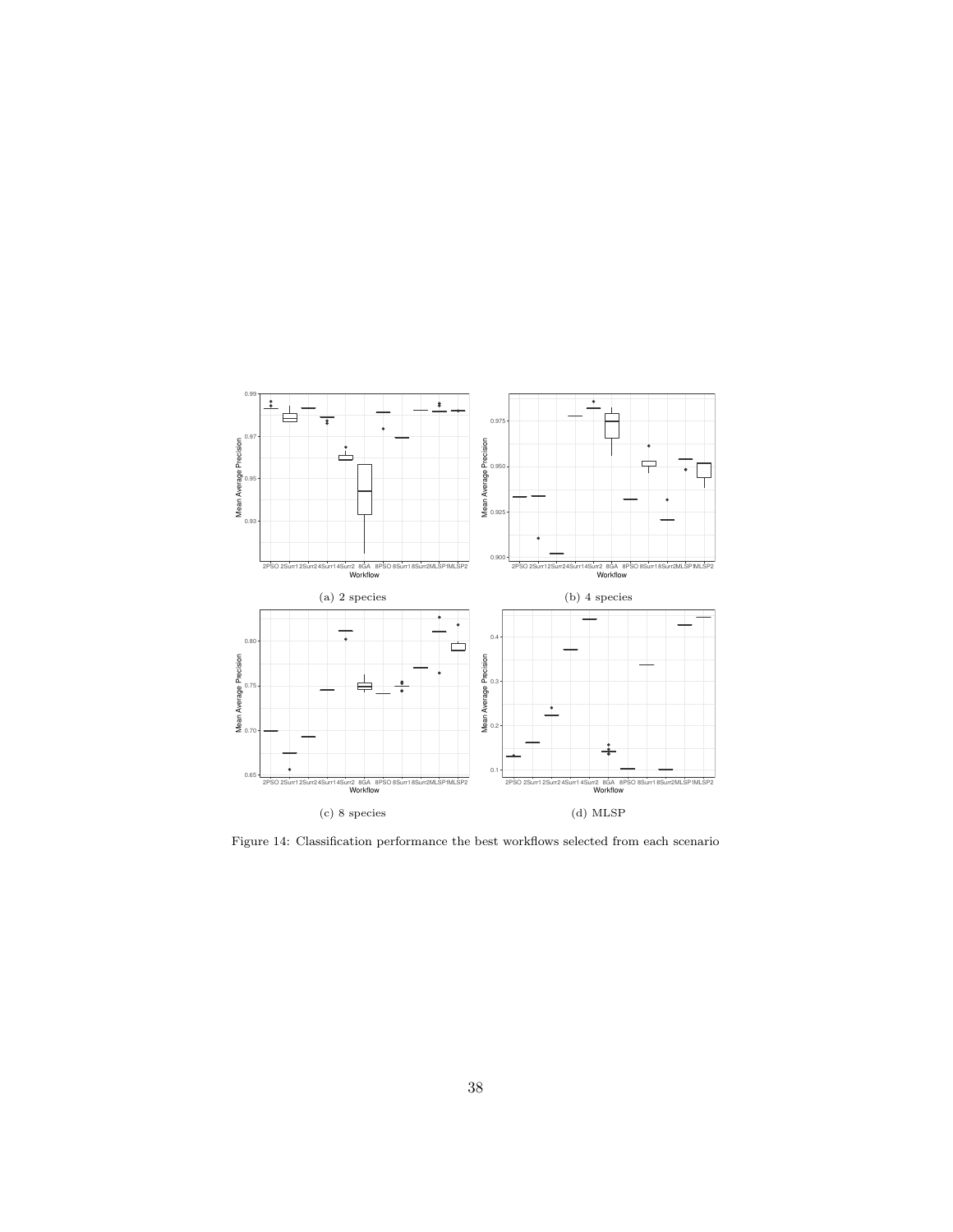(a) 2 species

(b) 4 species

(c) 8 species

(d) MLSP

Figure 14: Classification performance the best workflows selected from each scenario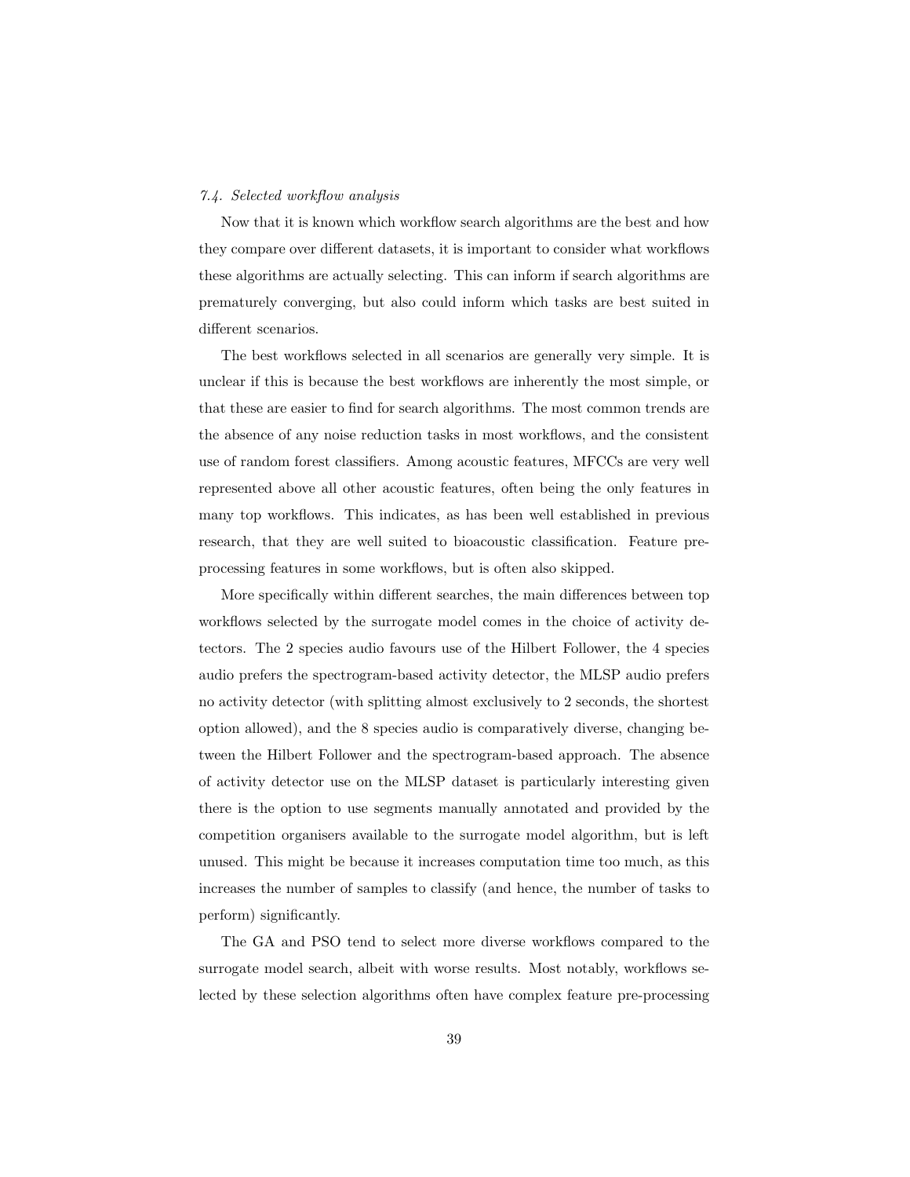### *7.4. Selected workflow analysis*

Now that it is known which workflow search algorithms are the best and how they compare over different datasets, it is important to consider what workflows these algorithms are actually selecting. This can inform if search algorithms are prematurely converging, but also could inform which tasks are best suited in different scenarios.

The best workflows selected in all scenarios are generally very simple. It is unclear if this is because the best workflows are inherently the most simple, or that these are easier to find for search algorithms. The most common trends are the absence of any noise reduction tasks in most workflows, and the consistent use of random forest classifiers. Among acoustic features, MFCCs are very well represented above all other acoustic features, often being the only features in many top workflows. This indicates, as has been well established in previous research, that they are well suited to bioacoustic classification. Feature pre-processing features in some workflows, but is often also skipped.

More specifically within different searches, the main differences between top workflows selected by the surrogate model comes in the choice of activity detectors. The 2 species audio favours use of the Hilbert Follower, the 4 species audio prefers the spectrogram-based activity detector, the MLSP audio prefers no activity detector (with splitting almost exclusively to 2 seconds, the shortest option allowed), and the 8 species audio is comparatively diverse, changing between the Hilbert Follower and the spectrogram-based approach. The absence of activity detector use on the MLSP dataset is particularly interesting given there is the option to use segments manually annotated and provided by the competition organisers available to the surrogate model algorithm, but is left unused. This might be because it increases computation time too much, as this increases the number of samples to classify (and hence, the number of tasks to perform) significantly.

The GA and PSO tend to select more diverse workflows compared to the surrogate model search, albeit with worse results. Most notably, workflows selected by these selection algorithms often have complex feature pre-processing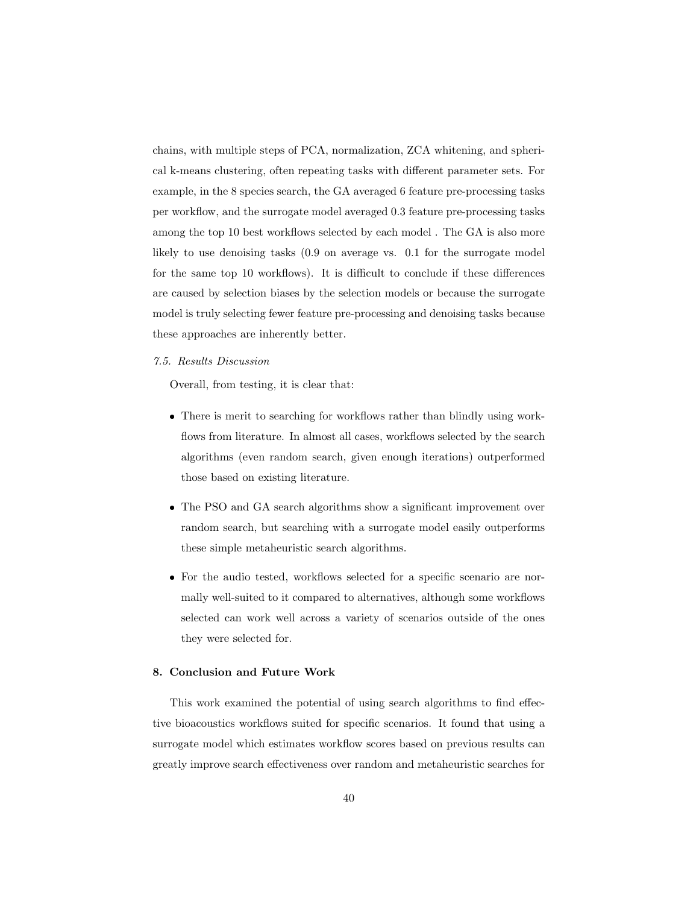chains, with multiple steps of PCA, normalization, ZCA whitening, and spherical k-means clustering, often repeating tasks with different parameter sets. For example, in the 8 species search, the GA averaged 6 feature pre-processing tasks per workflow, and the surrogate model averaged 0.3 feature pre-processing tasks among the top 10 best workflows selected by each model . The GA is also more likely to use denoising tasks (0.9 on average vs. 0.1 for the surrogate model for the same top 10 workflows). It is difficult to conclude if these differences are caused by selection biases by the selection models or because the surrogate model is truly selecting fewer feature pre-processing and denoising tasks because these approaches are inherently better.

*7.5. Results Discussion*

Overall, from testing, it is clear that:

- There is merit to searching for workflows rather than blindly using workflows from literature. In almost all cases, workflows selected by the search algorithms (even random search, given enough iterations) outperformed those based on existing literature.
- The PSO and GA search algorithms show a significant improvement over random search, but searching with a surrogate model easily outperforms these simple metaheuristic search algorithms.
- For the audio tested, workflows selected for a specific scenario are normally well-suited to it compared to alternatives, although some workflows selected can work well across a variety of scenarios outside of the ones they were selected for.

## 8. Conclusion and Future Work

This work examined the potential of using search algorithms to find effective bioacoustics workflows suited for specific scenarios. It found that using a surrogate model which estimates workflow scores based on previous results can greatly improve search effectiveness over random and metaheuristic searches for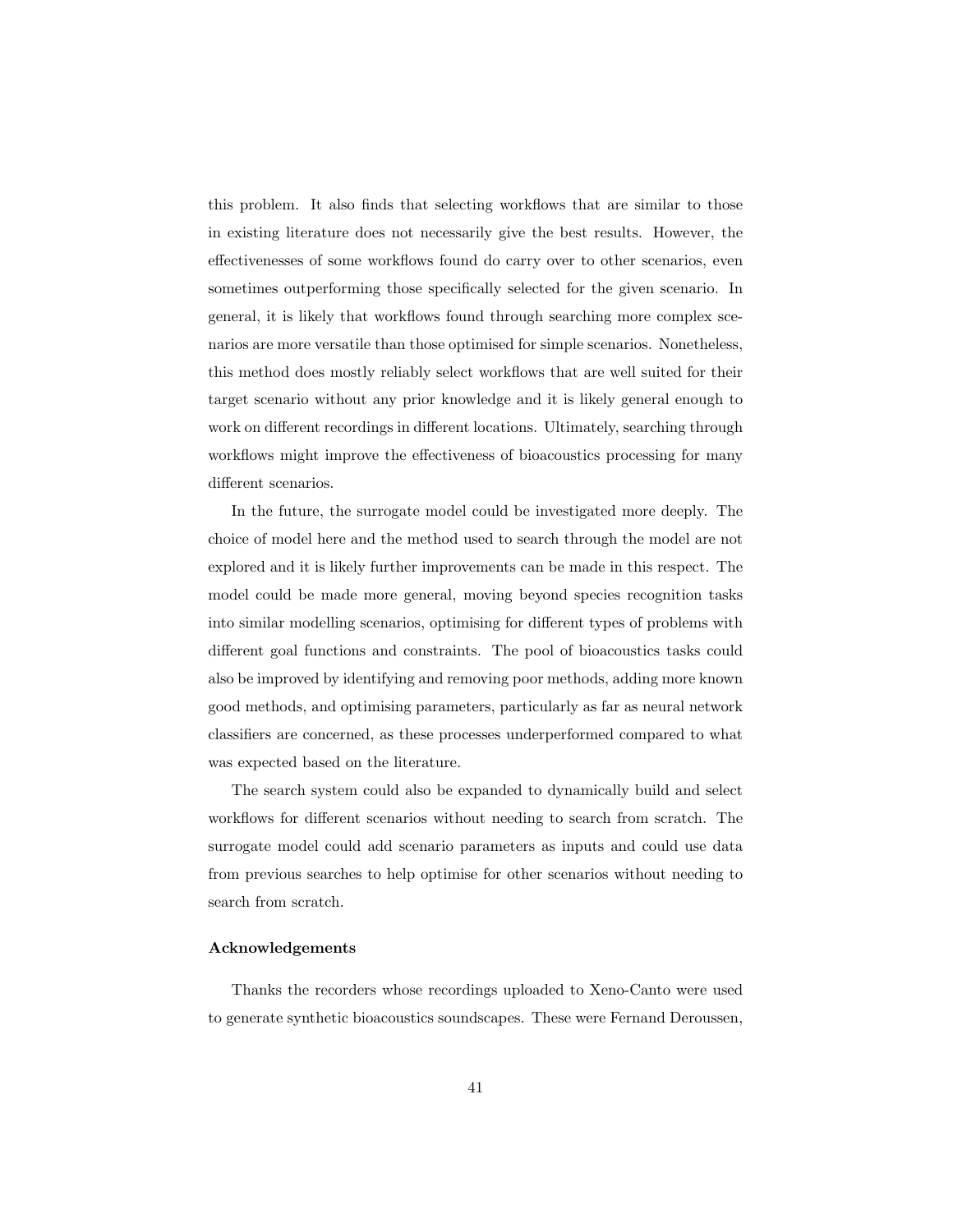this problem. It also finds that selecting workflows that are similar to those in existing literature does not necessarily give the best results. However, the effectivenesses of some workflows found do carry over to other scenarios, even sometimes outperforming those specifically selected for the given scenario. In general, it is likely that workflows found through searching more complex scenarios are more versatile than those optimised for simple scenarios. Nonetheless, this method does mostly reliably select workflows that are well suited for their target scenario without any prior knowledge and it is likely general enough to work on different recordings in different locations. Ultimately, searching through workflows might improve the effectiveness of bioacoustics processing for many different scenarios.

In the future, the surrogate model could be investigated more deeply. The choice of model here and the method used to search through the model are not explored and it is likely further improvements can be made in this respect. The model could be made more general, moving beyond species recognition tasks into similar modelling scenarios, optimising for different types of problems with different goal functions and constraints. The pool of bioacoustics tasks could also be improved by identifying and removing poor methods, adding more known good methods, and optimising parameters, particularly as far as neural network classifiers are concerned, as these processes underperformed compared to what was expected based on the literature.

The search system could also be expanded to dynamically build and select workflows for different scenarios without needing to search from scratch. The surrogate model could add scenario parameters as inputs and could use data from previous searches to help optimise for other scenarios without needing to search from scratch.

**Acknowledgements**

Thanks the recorders whose recordings uploaded to Xeno-Canto were used to generate synthetic bioacoustics soundscapes. These were Fernand Deroussen,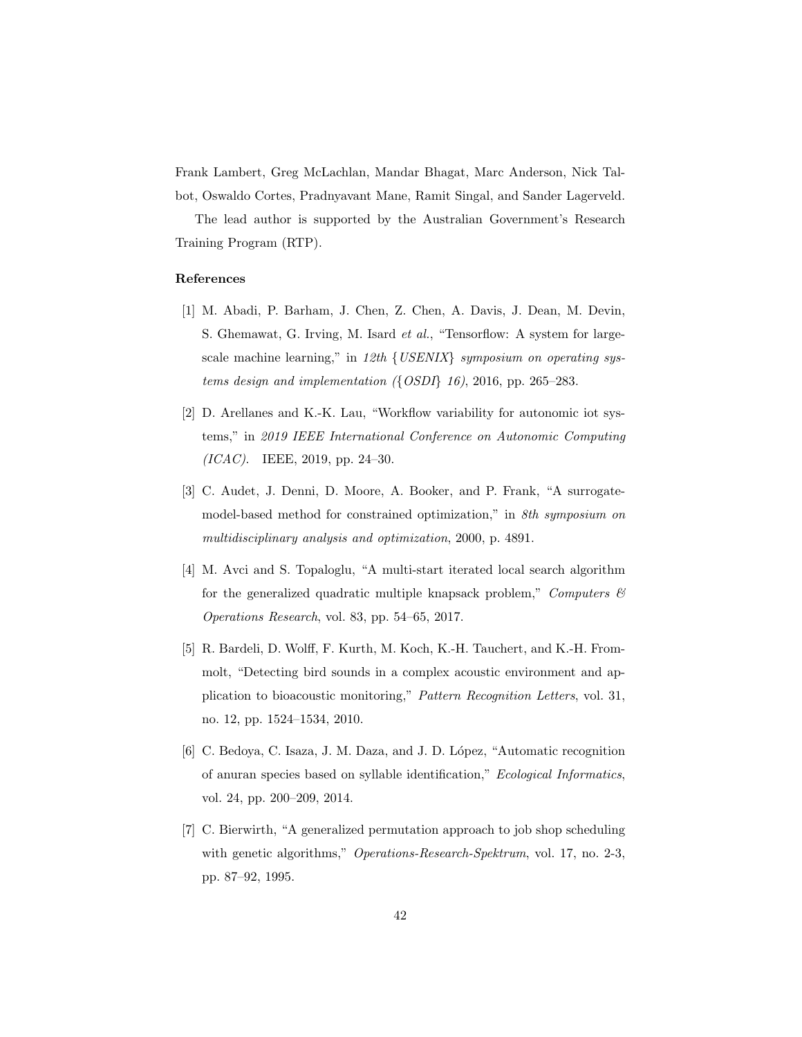Frank Lambert, Greg McLachlan, Mandar Bhagat, Marc Anderson, Nick Talbot, Oswaldo Cortes, Pradnyavant Mane, Ramit Singal, and Sander Lagerveld.

The lead author is supported by the Australian Government's Research Training Program (RTP).

## References

[1] M. Abadi, P. Barham, J. Chen, Z. Chen, A. Davis, J. Dean, M. Devin, S. Ghemawat, G. Irving, M. Isard *et al.*, "Tensorflow: A system for large-scale machine learning," in *12th {USENIX} symposium on operating systems design and implementation ({OSDI} 16)*, 2016, pp. 265–283.

[2] D. Arellanes and K.-K. Lau, "Workflow variability for autonomic iot systems," in *2019 IEEE International Conference on Autonomic Computing (ICAC)*. IEEE, 2019, pp. 24–30.

[3] C. Audet, J. Denni, D. Moore, A. Booker, and P. Frank, "A surrogate-model-based method for constrained optimization," in *8th symposium on multidisciplinary analysis and optimization*, 2000, p. 4891.

[4] M. Avci and S. Topaloglu, "A multi-start iterated local search algorithm for the generalized quadratic multiple knapsack problem," *Computers & Operations Research*, vol. 83, pp. 54–65, 2017.

[5] R. Bardeli, D. Wolff, F. Kurth, M. Koch, K.-H. Tauchert, and K.-H. Frommolt, "Detecting bird sounds in a complex acoustic environment and application to bioacoustic monitoring," *Pattern Recognition Letters*, vol. 31, no. 12, pp. 1524–1534, 2010.

[6] C. Bedoya, C. Isaza, J. M. Daza, and J. D. López, "Automatic recognition of anuran species based on syllable identification," *Ecological Informatics*, vol. 24, pp. 200–209, 2014.

[7] C. Bierwirth, "A generalized permutation approach to job shop scheduling with genetic algorithms," *Operations-Research-Spektrum*, vol. 17, no. 2-3, pp. 87–92, 1995.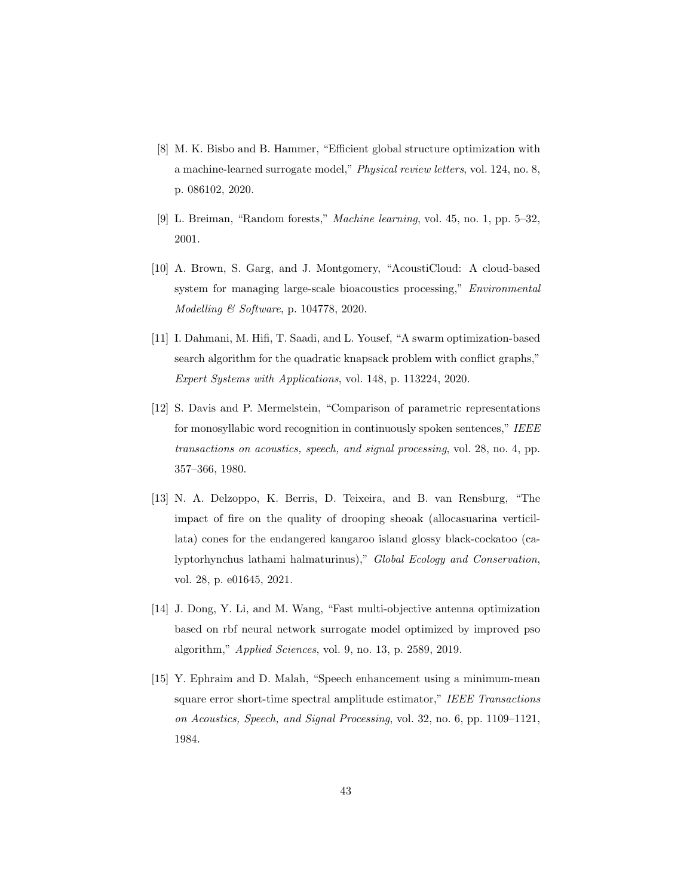[8] M. K. Bisbo and B. Hammer, "Efficient global structure optimization with a machine-learned surrogate model," *Physical review letters*, vol. 124, no. 8, p. 086102, 2020.

[9] L. Breiman, "Random forests," *Machine learning*, vol. 45, no. 1, pp. 5–32, 2001.

[10] A. Brown, S. Garg, and J. Montgomery, "AcoustiCloud: A cloud-based system for managing large-scale bioacoustics processing," *Environmental Modelling & Software*, p. 104778, 2020.

[11] I. Dahmani, M. Hifi, T. Saadi, and L. Yousef, "A swarm optimization-based search algorithm for the quadratic knapsack problem with conflict graphs," *Expert Systems with Applications*, vol. 148, p. 113224, 2020.

[12] S. Davis and P. Mermelstein, "Comparison of parametric representations for monosyllabic word recognition in continuously spoken sentences," *IEEE transactions on acoustics, speech, and signal processing*, vol. 28, no. 4, pp. 357–366, 1980.

[13] N. A. Delzoppo, K. Berris, D. Teixeira, and B. van Rensburg, "The impact of fire on the quality of drooping sheoak (allocasuarina verticillata) cones for the endangered kangaroo island glossy black-cockatoo (calyptorhynchus lathami halmaturinus)," *Global Ecology and Conservation*, vol. 28, p. e01645, 2021.

[14] J. Dong, Y. Li, and M. Wang, "Fast multi-objective antenna optimization based on rbf neural network surrogate model optimized by improved pso algorithm," *Applied Sciences*, vol. 9, no. 13, p. 2589, 2019.

[15] Y. Ephraim and D. Malah, "Speech enhancement using a minimum-mean square error short-time spectral amplitude estimator," *IEEE Transactions on Acoustics, Speech, and Signal Processing*, vol. 32, no. 6, pp. 1109–1121, 1984.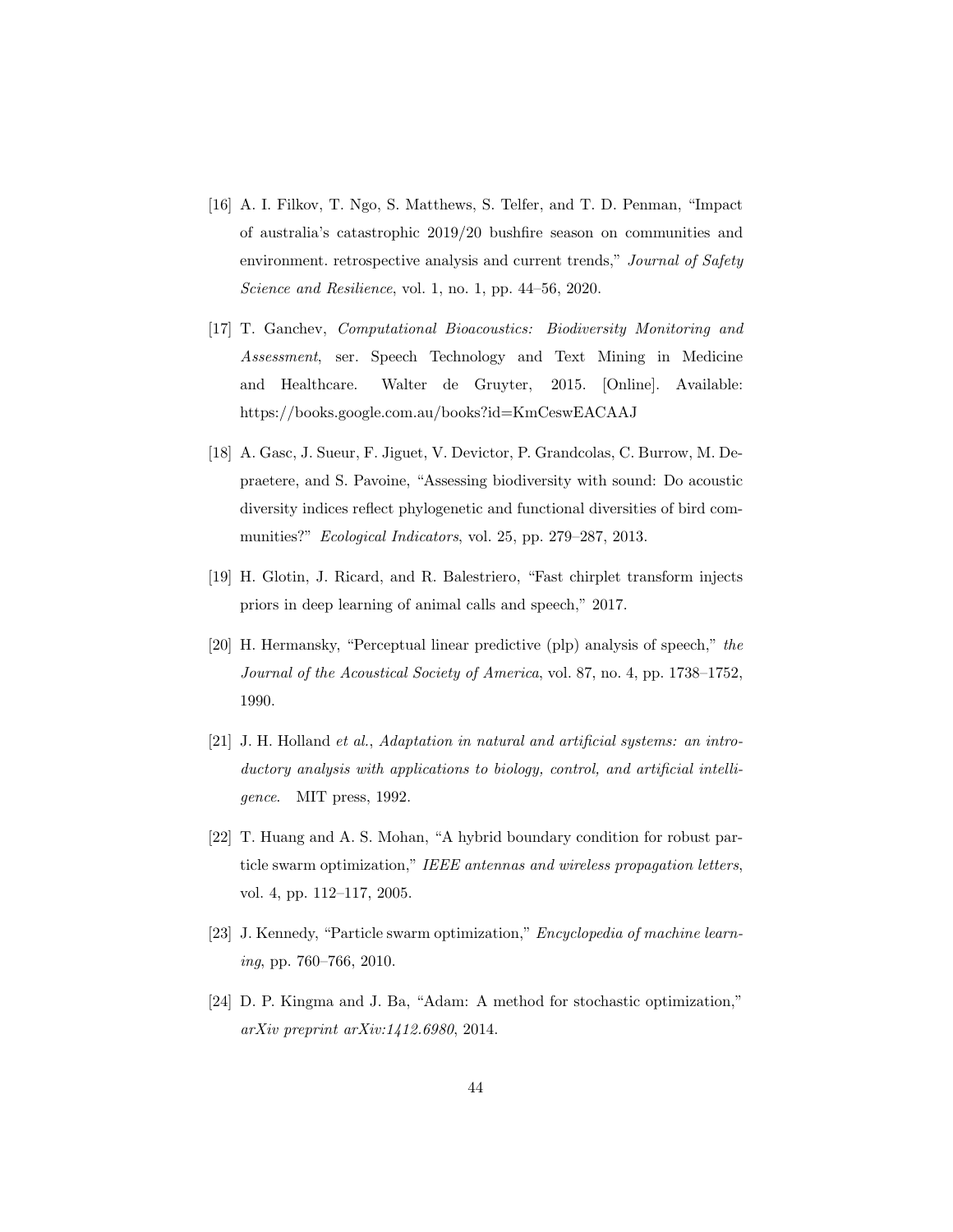[16] A. I. Filkov, T. Ngo, S. Matthews, S. Telfer, and T. D. Penman, "Impact of australia's catastrophic 2019/20 bushfire season on communities and environment. retrospective analysis and current trends," *Journal of Safety Science and Resilience*, vol. 1, no. 1, pp. 44–56, 2020.

[17] T. Ganchev, *Computational Bioacoustics: Biodiversity Monitoring and Assessment*, ser. Speech Technology and Text Mining in Medicine and Healthcare. Walter de Gruyter, 2015. [Online]. Available: https://books.google.com.au/books?id=KmCeswEACAAJ

[18] A. Gasc, J. Sueur, F. Jiguet, V. Devictor, P. Grandcolas, C. Burrow, M. Depraetere, and S. Pavoine, "Assessing biodiversity with sound: Do acoustic diversity indices reflect phylogenetic and functional diversities of bird communities?" *Ecological Indicators*, vol. 25, pp. 279–287, 2013.

[19] H. Glotin, J. Ricard, and R. Balestriero, "Fast chirplet transform injects priors in deep learning of animal calls and speech," 2017.

[20] H. Hermansky, "Perceptual linear predictive (plp) analysis of speech," *the Journal of the Acoustical Society of America*, vol. 87, no. 4, pp. 1738–1752, 1990.

[21] J. H. Holland *et al.*, *Adaptation in natural and artificial systems: an introductory analysis with applications to biology, control, and artificial intelligence*. MIT press, 1992.

[22] T. Huang and A. S. Mohan, "A hybrid boundary condition for robust particle swarm optimization," *IEEE antennas and wireless propagation letters*, vol. 4, pp. 112–117, 2005.

[23] J. Kennedy, "Particle swarm optimization," *Encyclopedia of machine learning*, pp. 760–766, 2010.

[24] D. P. Kingma and J. Ba, "Adam: A method for stochastic optimization," *arXiv preprint arXiv:1412.6980*, 2014.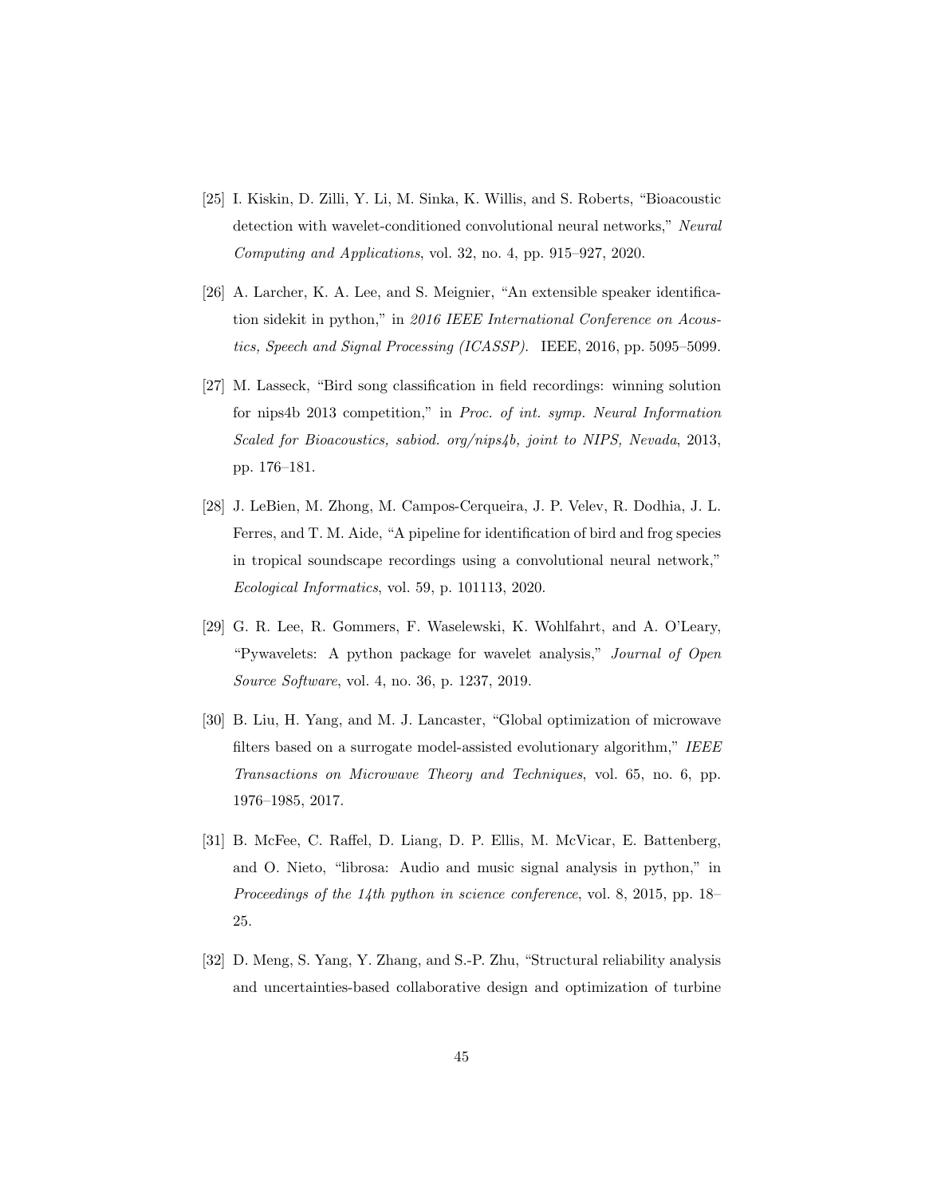[25] I. Kiskin, D. Zilli, Y. Li, M. Sinka, K. Willis, and S. Roberts, "Bioacoustic detection with wavelet-conditioned convolutional neural networks," *Neural Computing and Applications*, vol. 32, no. 4, pp. 915–927, 2020.

[26] A. Larcher, K. A. Lee, and S. Meignier, "An extensible speaker identification sidekit in python," in *2016 IEEE International Conference on Acoustics, Speech and Signal Processing (ICASSP)*. IEEE, 2016, pp. 5095–5099.

[27] M. Lasseck, "Bird song classification in field recordings: winning solution for nips4b 2013 competition," in *Proc. of int. symp. Neural Information Scaled for Bioacoustics, sabiod. org/nips4b, joint to NIPS, Nevada*, 2013, pp. 176–181.

[28] J. LeBien, M. Zhong, M. Campos-Cerqueira, J. P. Velev, R. Dodhia, J. L. Ferres, and T. M. Aide, "A pipeline for identification of bird and frog species in tropical soundscape recordings using a convolutional neural network," *Ecological Informatics*, vol. 59, p. 101113, 2020.

[29] G. R. Lee, R. Gommers, F. Waselewski, K. Wohlfahrt, and A. O'Leary, "Pywavelets: A python package for wavelet analysis," *Journal of Open Source Software*, vol. 4, no. 36, p. 1237, 2019.

[30] B. Liu, H. Yang, and M. J. Lancaster, "Global optimization of microwave filters based on a surrogate model-assisted evolutionary algorithm," *IEEE Transactions on Microwave Theory and Techniques*, vol. 65, no. 6, pp. 1976–1985, 2017.

[31] B. McFee, C. Raffel, D. Liang, D. P. Ellis, M. McVicar, E. Battenberg, and O. Nieto, "librosa: Audio and music signal analysis in python," in *Proceedings of the 14th python in science conference*, vol. 8, 2015, pp. 18–25.

[32] D. Meng, S. Yang, Y. Zhang, and S.-P. Zhu, "Structural reliability analysis and uncertainties-based collaborative design and optimization of turbine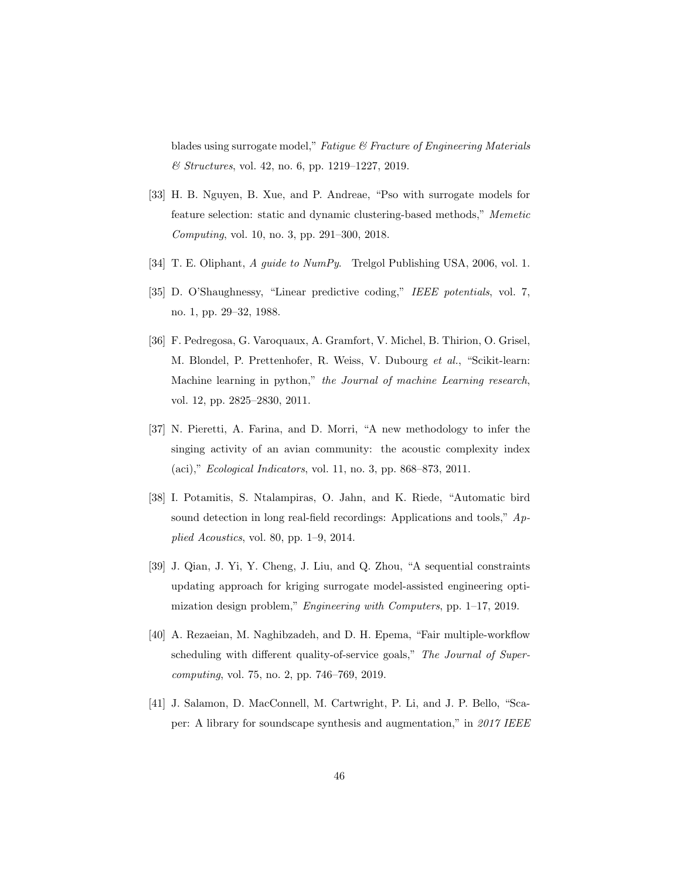blades using surrogate model," *Fatigue & Fracture of Engineering Materials & Structures*, vol. 42, no. 6, pp. 1219–1227, 2019.

[33] H. B. Nguyen, B. Xue, and P. Andreae, "Pso with surrogate models for feature selection: static and dynamic clustering-based methods," *Memetic Computing*, vol. 10, no. 3, pp. 291–300, 2018.

[34] T. E. Oliphant, *A guide to NumPy*. Trelgol Publishing USA, 2006, vol. 1.

[35] D. O'Shaughnessy, "Linear predictive coding," *IEEE potentials*, vol. 7, no. 1, pp. 29–32, 1988.

[36] F. Pedregosa, G. Varoquaux, A. Gramfort, V. Michel, B. Thirion, O. Grisel, M. Blondel, P. Prettenhofer, R. Weiss, V. Dubourg *et al.*, "Scikit-learn: Machine learning in python," *the Journal of machine Learning research*, vol. 12, pp. 2825–2830, 2011.

[37] N. Pieretti, A. Farina, and D. Morri, "A new methodology to infer the singing activity of an avian community: the acoustic complexity index (aci)," *Ecological Indicators*, vol. 11, no. 3, pp. 868–873, 2011.

[38] I. Potamitis, S. Ntalampiras, O. Jahn, and K. Riede, "Automatic bird sound detection in long real-field recordings: Applications and tools," *Applied Acoustics*, vol. 80, pp. 1–9, 2014.

[39] J. Qian, J. Yi, Y. Cheng, J. Liu, and Q. Zhou, "A sequential constraints updating approach for kriging surrogate model-assisted engineering optimization design problem," *Engineering with Computers*, pp. 1–17, 2019.

[40] A. Rezaeian, M. Naghibzadeh, and D. H. Epema, "Fair multiple-workflow scheduling with different quality-of-service goals," *The Journal of Supercomputing*, vol. 75, no. 2, pp. 746–769, 2019.

[41] J. Salamon, D. MacConnell, M. Cartwright, P. Li, and J. P. Bello, "Scaper: A library for soundscape synthesis and augmentation," in *2017 IEEE*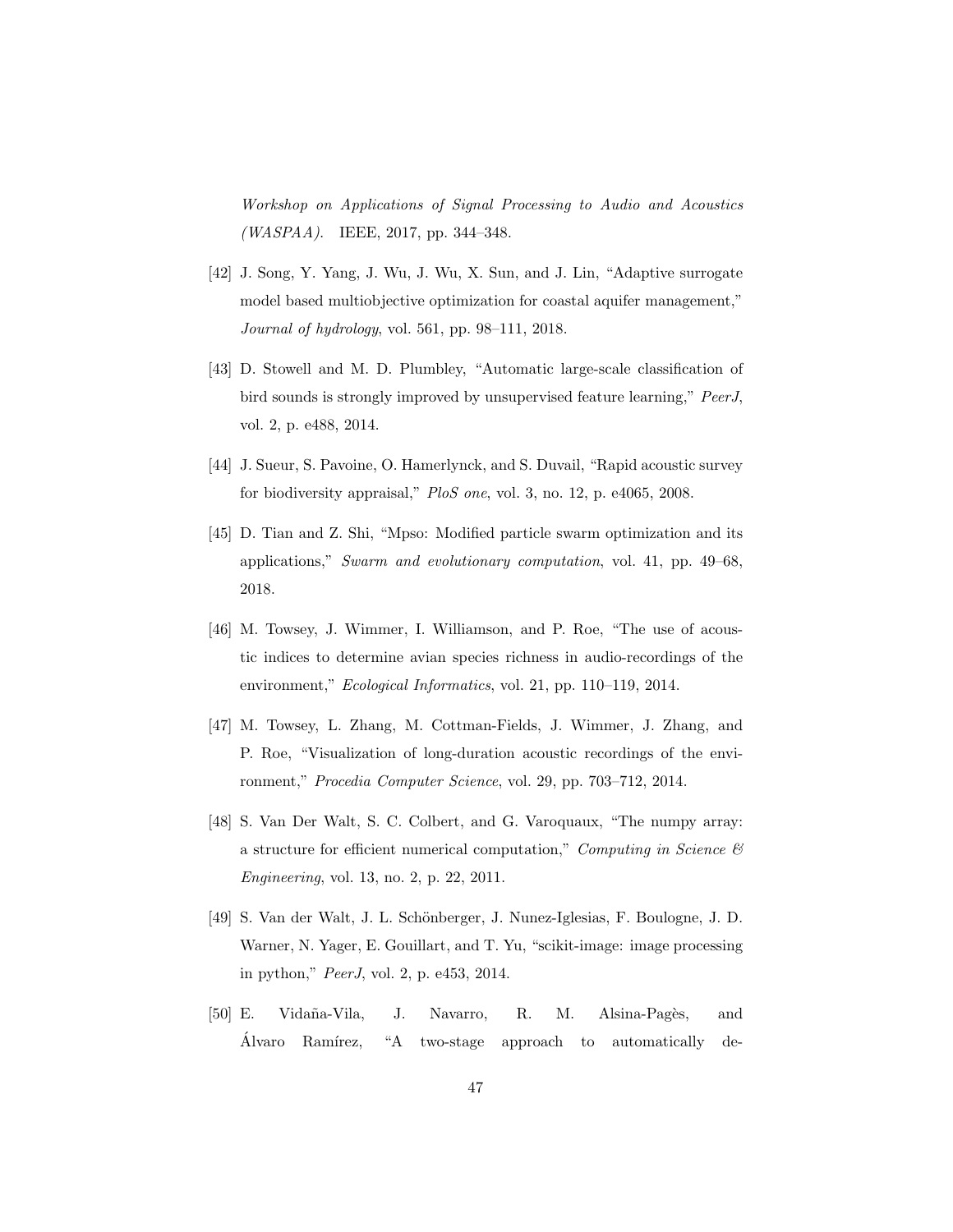*Workshop on Applications of Signal Processing to Audio and Acoustics (WASPAA)*. IEEE, 2017, pp. 344–348.

[42] J. Song, Y. Yang, J. Wu, J. Wu, X. Sun, and J. Lin, "Adaptive surrogate model based multiobjective optimization for coastal aquifer management," *Journal of hydrology*, vol. 561, pp. 98–111, 2018.

[43] D. Stowell and M. D. Plumbley, "Automatic large-scale classification of bird sounds is strongly improved by unsupervised feature learning," *PeerJ*, vol. 2, p. e488, 2014.

[44] J. Sueur, S. Pavoine, O. Hamerlynck, and S. Duvail, "Rapid acoustic survey for biodiversity appraisal," *PloS one*, vol. 3, no. 12, p. e4065, 2008.

[45] D. Tian and Z. Shi, "Mpso: Modified particle swarm optimization and its applications," *Swarm and evolutionary computation*, vol. 41, pp. 49–68, 2018.

[46] M. Towsey, J. Wimmer, I. Williamson, and P. Roe, "The use of acoustic indices to determine avian species richness in audio-recordings of the environment," *Ecological Informatics*, vol. 21, pp. 110–119, 2014.

[47] M. Towsey, L. Zhang, M. Cottman-Fields, J. Wimmer, J. Zhang, and P. Roe, "Visualization of long-duration acoustic recordings of the environment," *Procedia Computer Science*, vol. 29, pp. 703–712, 2014.

[48] S. Van Der Walt, S. C. Colbert, and G. Varoquaux, "The numpy array: a structure for efficient numerical computation," *Computing in Science & Engineering*, vol. 13, no. 2, p. 22, 2011.

[49] S. Van der Walt, J. L. Schönberger, J. Nunez-Iglesias, F. Boulogne, J. D. Warner, N. Yager, E. Gouillart, and T. Yu, "scikit-image: image processing in python," *PeerJ*, vol. 2, p. e453, 2014.

[50] E. Vidaña-Vila, J. Navarro, R. M. Alsina-Pagès, and Álvaro Ramírez, "A two-stage approach to automatically de-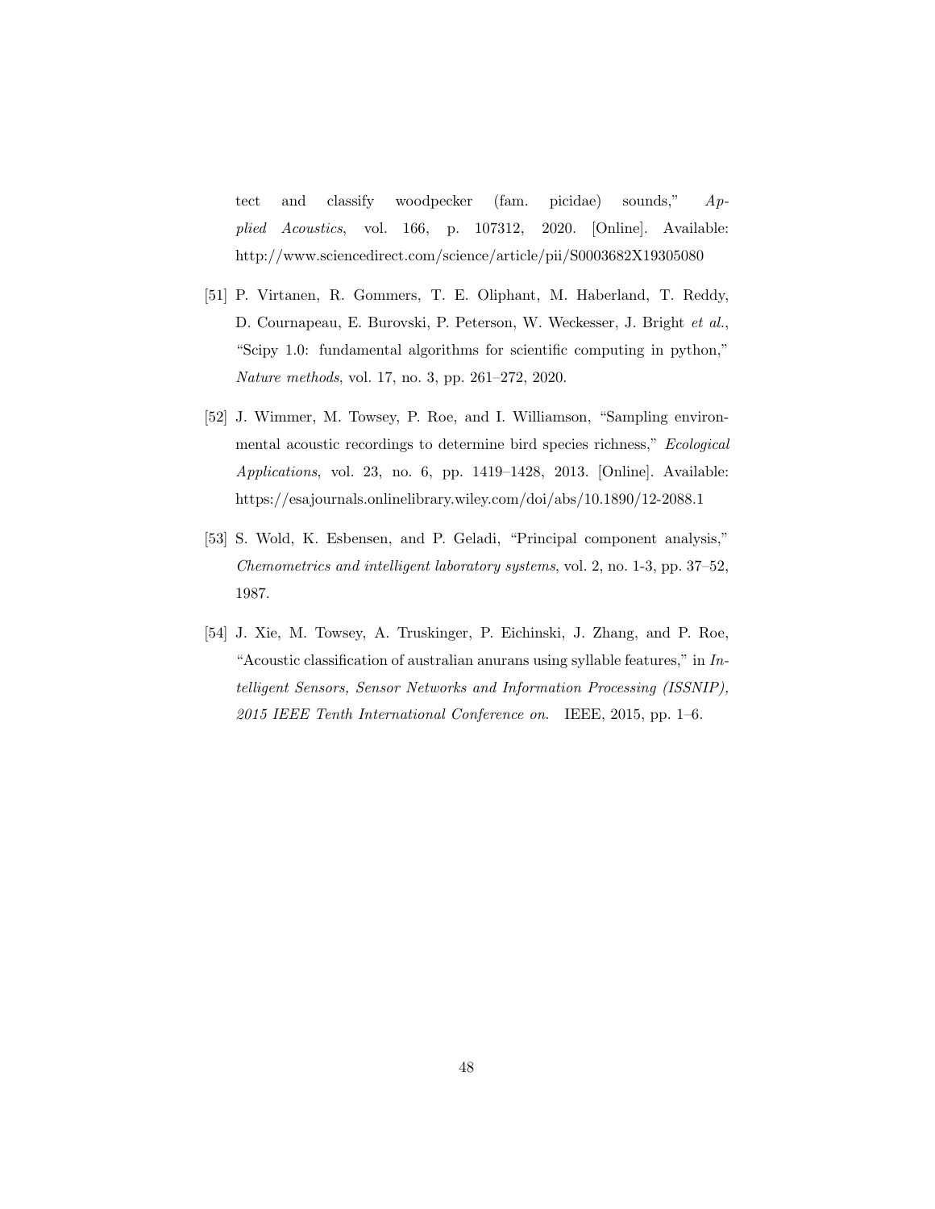tect and classify woodpecker (fam. picidae) sounds," *Applied Acoustics*, vol. 166, p. 107312, 2020. [Online]. Available: http://www.sciencedirect.com/science/article/pii/S0003682X19305080

[51] P. Virtanen, R. Gommers, T. E. Oliphant, M. Haberland, T. Reddy, D. Cournapeau, E. Burovski, P. Peterson, W. Weckesser, J. Bright *et al.*, "Scipy 1.0: fundamental algorithms for scientific computing in python," *Nature methods*, vol. 17, no. 3, pp. 261–272, 2020.

[52] J. Wimmer, M. Towsey, P. Roe, and I. Williamson, "Sampling environmental acoustic recordings to determine bird species richness," *Ecological Applications*, vol. 23, no. 6, pp. 1419–1428, 2013. [Online]. Available: https://esajournals.onlinelibrary.wiley.com/doi/abs/10.1890/12-2088.1

[53] S. Wold, K. Esbensen, and P. Geladi, "Principal component analysis," *Chemometrics and intelligent laboratory systems*, vol. 2, no. 1-3, pp. 37–52, 1987.

[54] J. Xie, M. Towsey, A. Truskinger, P. Eichinski, J. Zhang, and P. Roe, "Acoustic classification of australian anurans using syllable features," in *Intelligent Sensors, Sensor Networks and Information Processing (ISSNIP), 2015 IEEE Tenth International Conference on*. IEEE, 2015, pp. 1–6.